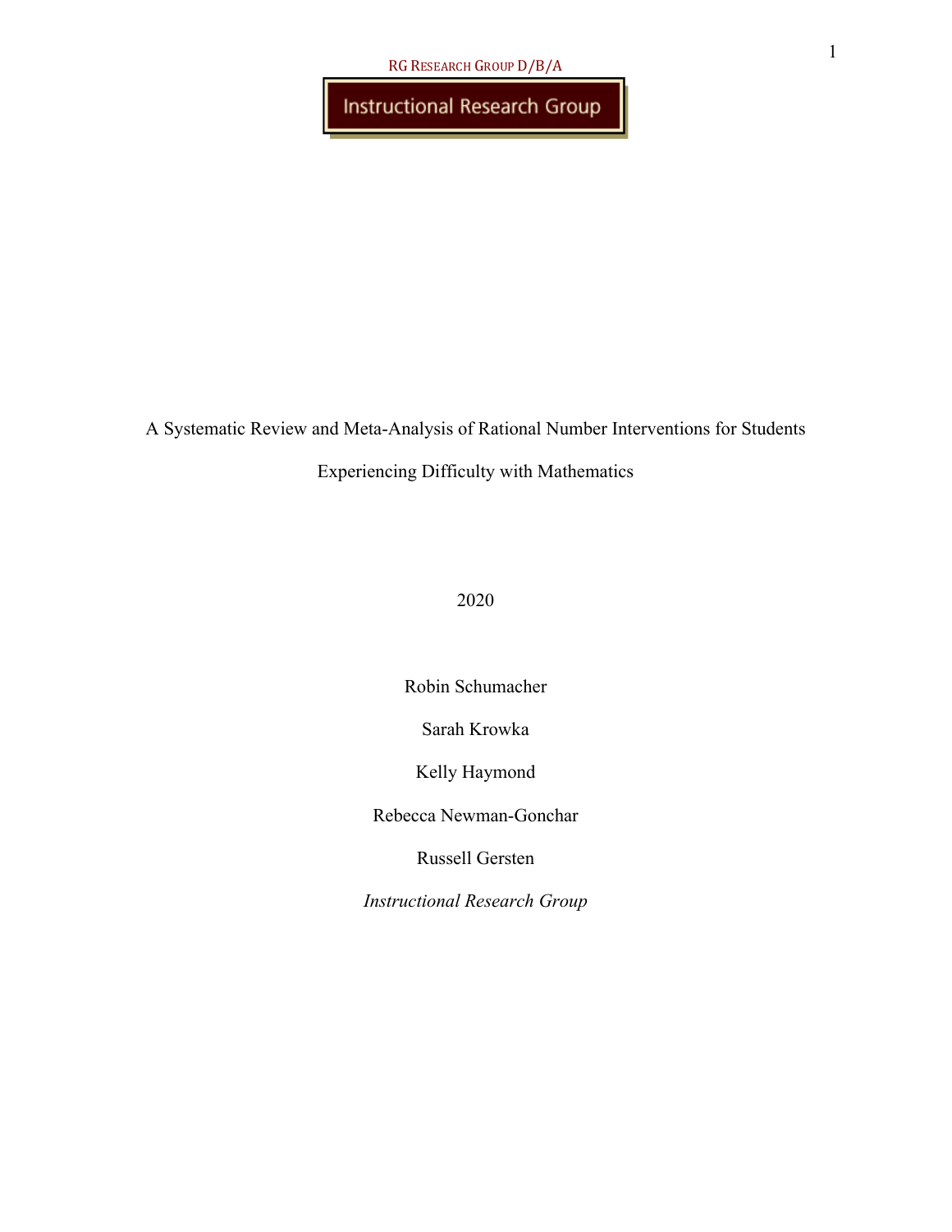RG Research Group D/B/A

Instructional Research Group

# A Systematic Review and Meta-Analysis of Rational Number Interventions for Students Experiencing Difficulty with Mathematics

2020

Robin Schumacher

Sarah Krowka

Kelly Haymond

Rebecca Newman-Gonchar

Russell Gersten

*Instructional Research Group*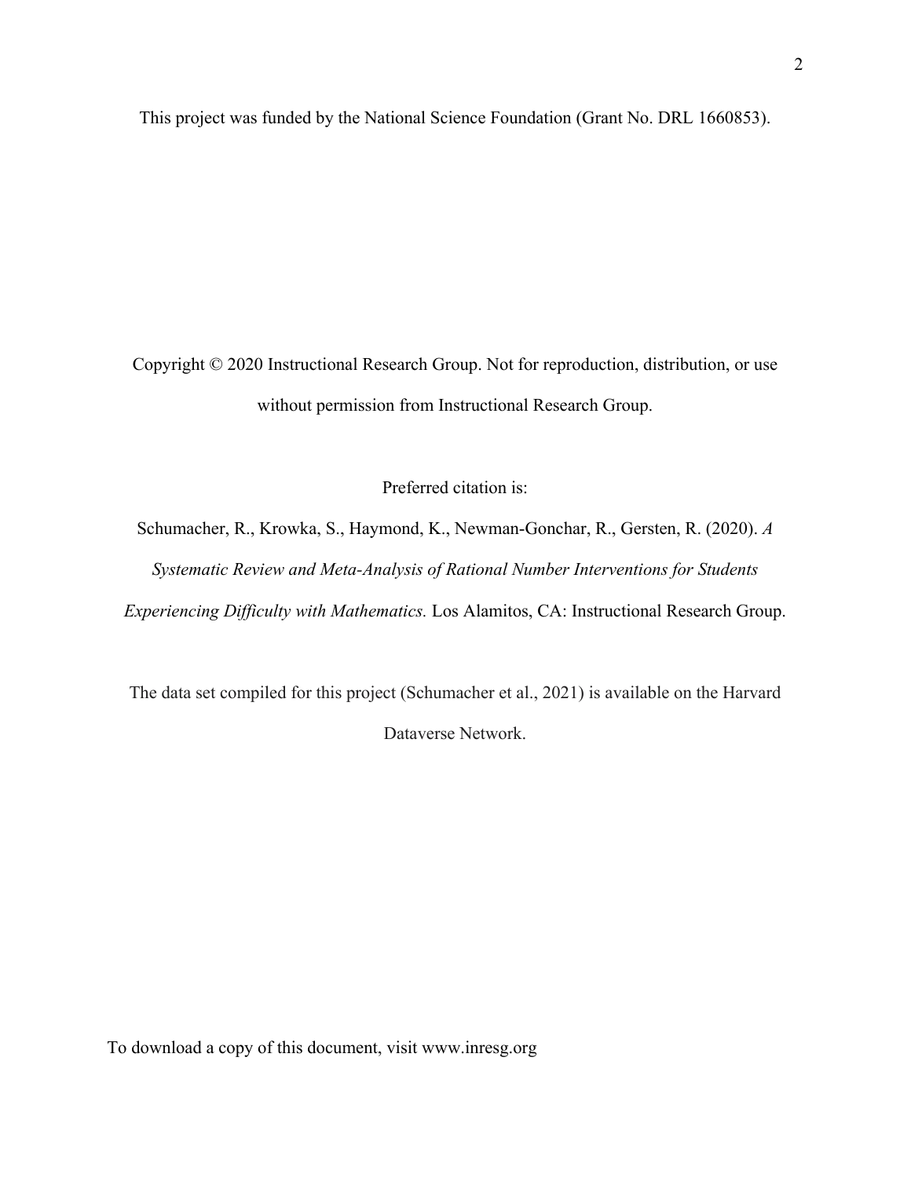This project was funded by the National Science Foundation (Grant No. DRL 1660853).

Copyright © 2020 Instructional Research Group. Not for reproduction, distribution, or use without permission from Instructional Research Group.

Preferred citation is:

Schumacher, R., Krowka, S., Haymond, K., Newman-Gonchar, R., Gersten, R. (2020). *A Systematic Review and Meta-Analysis of Rational Number Interventions for Students Experiencing Difficulty with Mathematics.* Los Alamitos, CA: Instructional Research Group.

The data set compiled for this project (Schumacher et al., 2021) is available on the Harvard Dataverse Network.

To download a copy of this document, visit www.inresg.org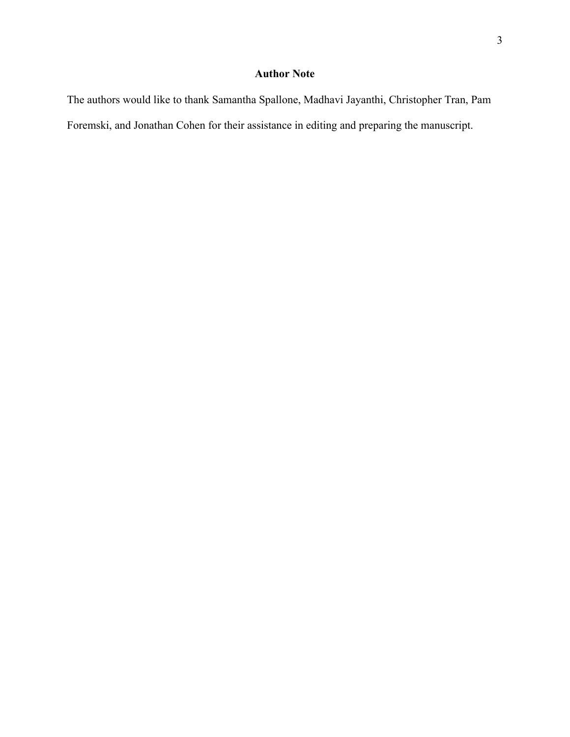# Author Note

The authors would like to thank Samantha Spallone, Madhavi Jayanthi, Christopher Tran, Pam Foremski, and Jonathan Cohen for their assistance in editing and preparing the manuscript.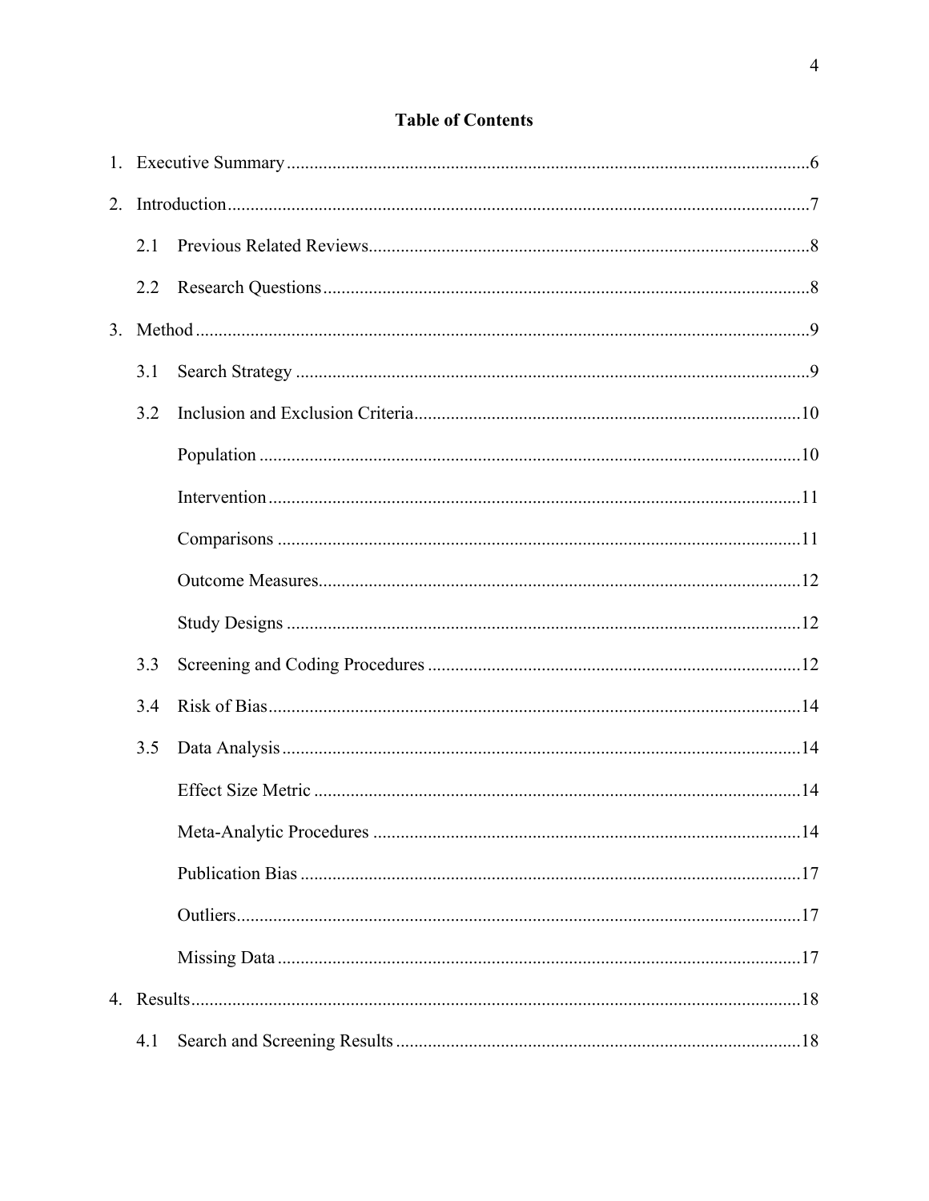# Table of Contents

1. Executive Summary ..... 6
2. Introduction ..... 7
    - 2.1 Previous Related Reviews ..... 8
    - 2.2 Research Questions ..... 8
3. Method ..... 9
    - 3.1 Search Strategy ..... 9
    - 3.2 Inclusion and Exclusion Criteria ..... 10
        - Population ..... 10
        - Intervention ..... 11
        - Comparisons ..... 11
        - Outcome Measures ..... 12
        - Study Designs ..... 12
    - 3.3 Screening and Coding Procedures ..... 12
    - 3.4 Risk of Bias ..... 14
    - 3.5 Data Analysis ..... 14
        - Effect Size Metric ..... 14
        - Meta-Analytic Procedures ..... 14
        - Publication Bias ..... 17
        - Outliers ..... 17
        - Missing Data ..... 17
4. Results ..... 18
    - 4.1 Search and Screening Results ..... 18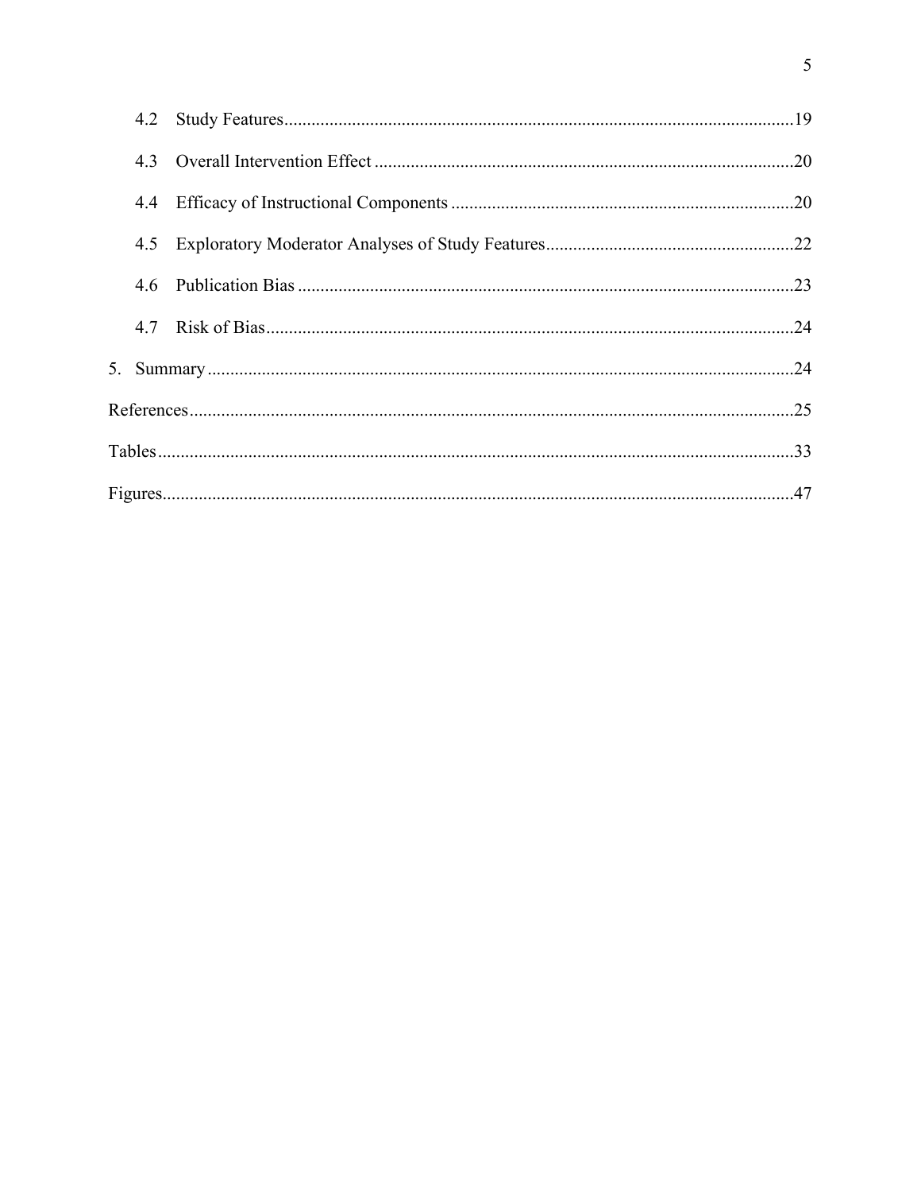4.2 Study Features ... 19

4.3 Overall Intervention Effect ... 20

4.4 Efficacy of Instructional Components ... 20

4.5 Exploratory Moderator Analyses of Study Features ... 22

4.6 Publication Bias ... 23

4.7 Risk of Bias ... 24

5. Summary ... 24

References ... 25

Tables ... 33

Figures ... 47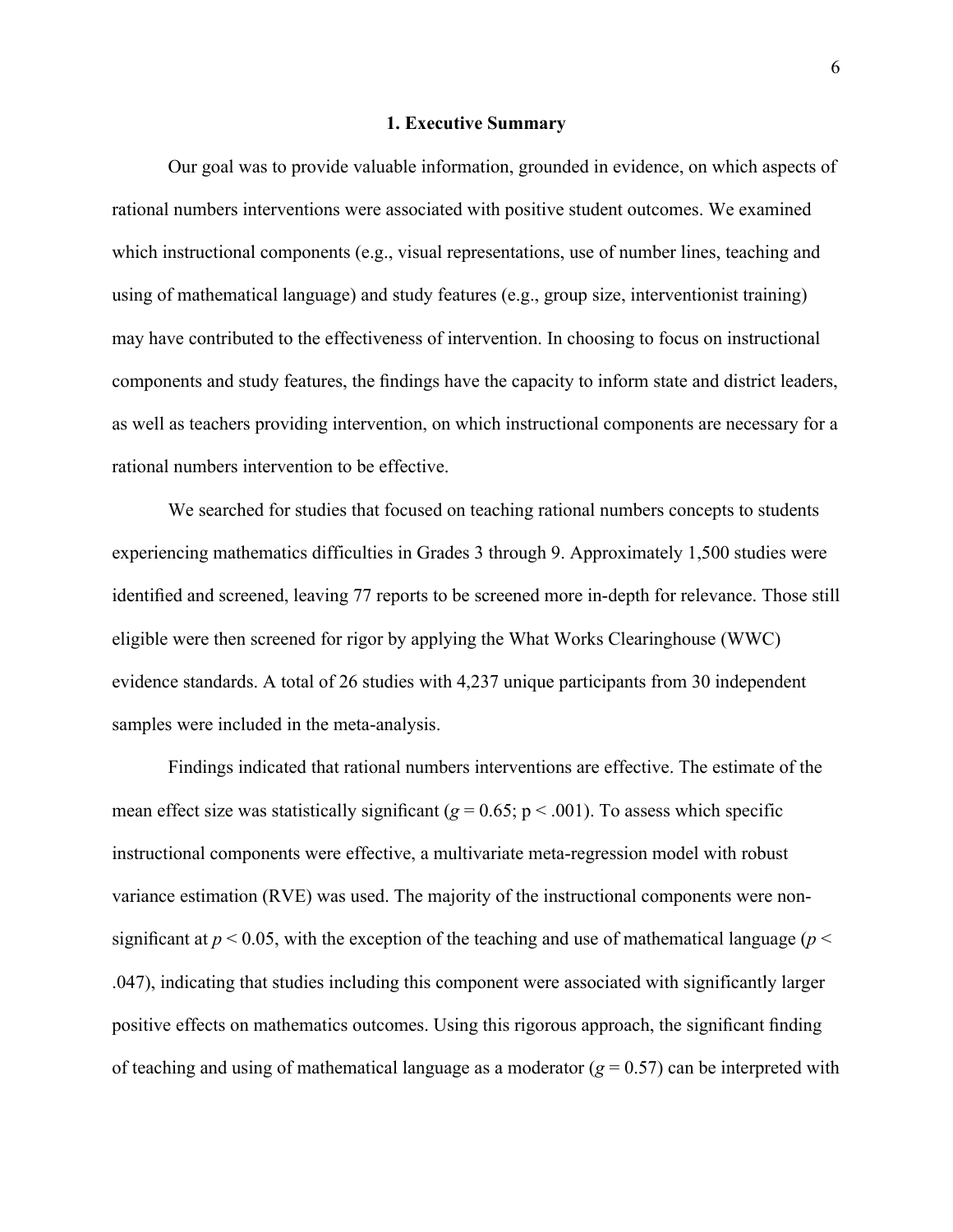# 1. Executive Summary

Our goal was to provide valuable information, grounded in evidence, on which aspects of rational numbers interventions were associated with positive student outcomes. We examined which instructional components (e.g., visual representations, use of number lines, teaching and using of mathematical language) and study features (e.g., group size, interventionist training) may have contributed to the effectiveness of intervention. In choosing to focus on instructional components and study features, the findings have the capacity to inform state and district leaders, as well as teachers providing intervention, on which instructional components are necessary for a rational numbers intervention to be effective.

We searched for studies that focused on teaching rational numbers concepts to students experiencing mathematics difficulties in Grades 3 through 9. Approximately 1,500 studies were identified and screened, leaving 77 reports to be screened more in-depth for relevance. Those still eligible were then screened for rigor by applying the What Works Clearinghouse (WWC) evidence standards. A total of 26 studies with 4,237 unique participants from 30 independent samples were included in the meta-analysis.

Findings indicated that rational numbers interventions are effective. The estimate of the mean effect size was statistically significant ($g = 0.65$; $p < .001$). To assess which specific instructional components were effective, a multivariate meta-regression model with robust variance estimation (RVE) was used. The majority of the instructional components were non-significant at $p < 0.05$, with the exception of the teaching and use of mathematical language ($p < .047$), indicating that studies including this component were associated with significantly larger positive effects on mathematics outcomes. Using this rigorous approach, the significant finding of teaching and using of mathematical language as a moderator ($g = 0.57$) can be interpreted with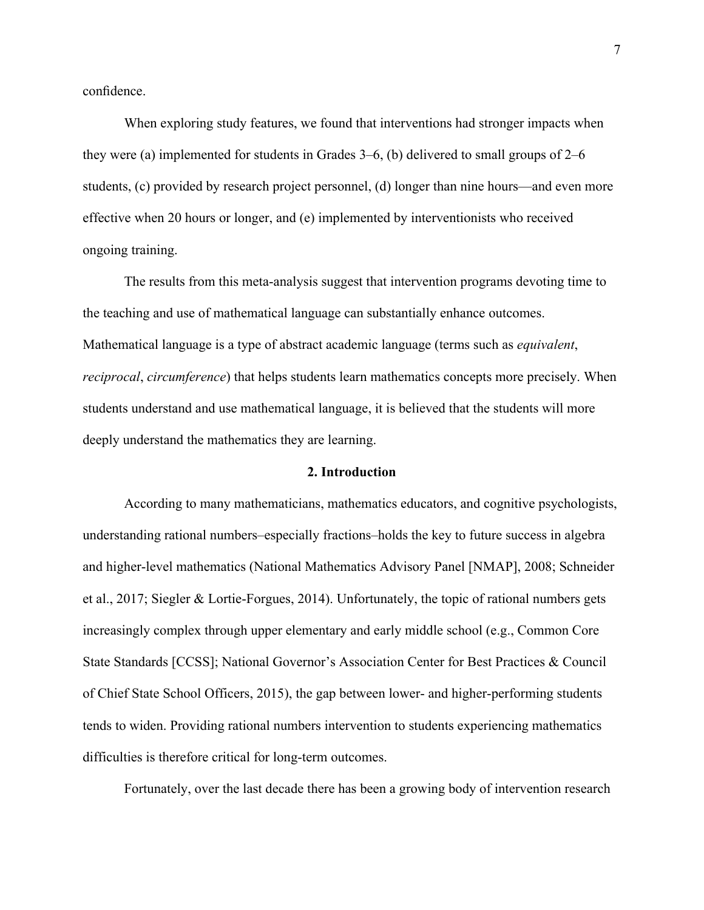confidence.

When exploring study features, we found that interventions had stronger impacts when they were (a) implemented for students in Grades 3–6, (b) delivered to small groups of 2–6 students, (c) provided by research project personnel, (d) longer than nine hours—and even more effective when 20 hours or longer, and (e) implemented by interventionists who received ongoing training.

The results from this meta-analysis suggest that intervention programs devoting time to the teaching and use of mathematical language can substantially enhance outcomes. Mathematical language is a type of abstract academic language (terms such as *equivalent*, *reciprocal*, *circumference*) that helps students learn mathematics concepts more precisely. When students understand and use mathematical language, it is believed that the students will more deeply understand the mathematics they are learning.

## 2. Introduction

According to many mathematicians, mathematics educators, and cognitive psychologists, understanding rational numbers–especially fractions–holds the key to future success in algebra and higher-level mathematics (National Mathematics Advisory Panel [NMAP], 2008; Schneider et al., 2017; Siegler & Lortie-Forgues, 2014). Unfortunately, the topic of rational numbers gets increasingly complex through upper elementary and early middle school (e.g., Common Core State Standards [CCSS]; National Governor's Association Center for Best Practices & Council of Chief State School Officers, 2015), the gap between lower- and higher-performing students tends to widen. Providing rational numbers intervention to students experiencing mathematics difficulties is therefore critical for long-term outcomes.

Fortunately, over the last decade there has been a growing body of intervention research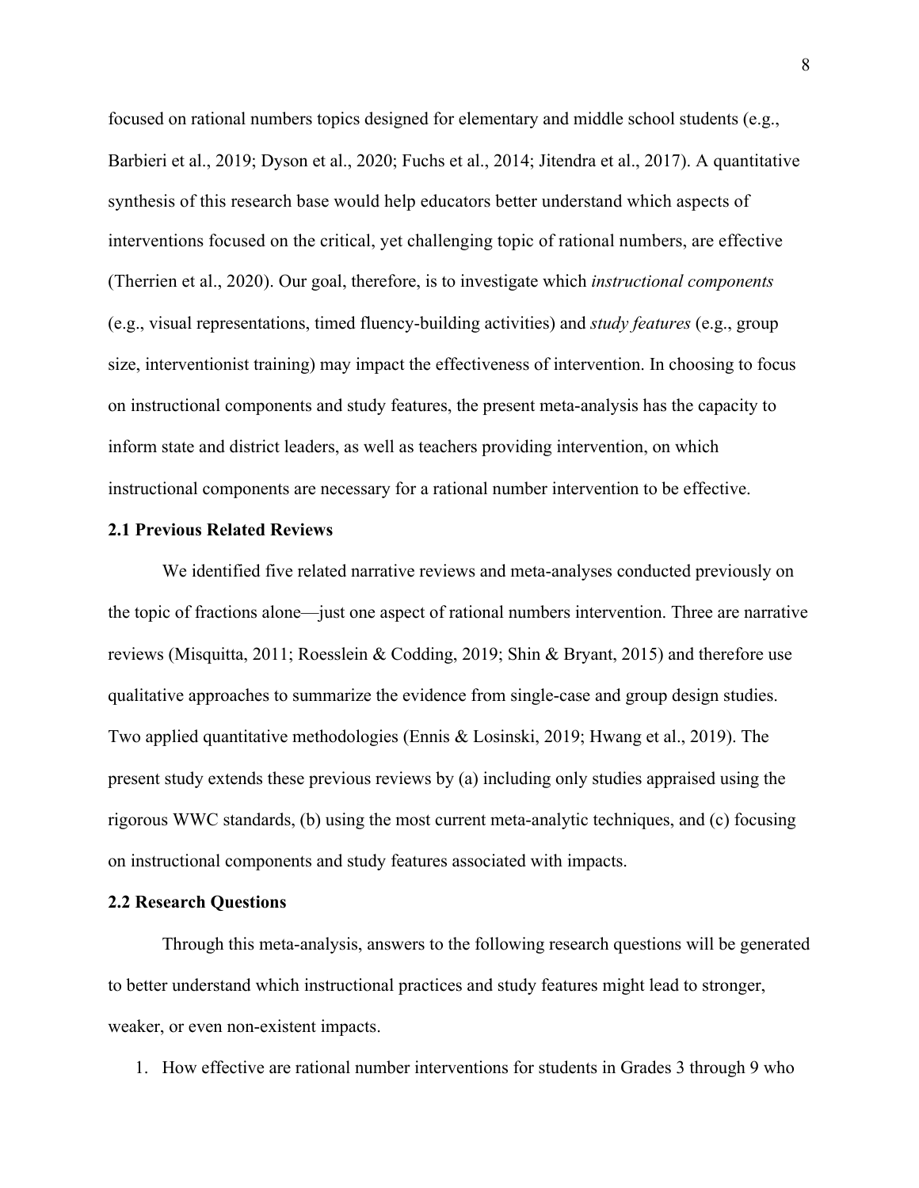focused on rational numbers topics designed for elementary and middle school students (e.g., Barbieri et al., 2019; Dyson et al., 2020; Fuchs et al., 2014; Jitendra et al., 2017). A quantitative synthesis of this research base would help educators better understand which aspects of interventions focused on the critical, yet challenging topic of rational numbers, are effective (Therrien et al., 2020). Our goal, therefore, is to investigate which *instructional components* (e.g., visual representations, timed fluency-building activities) and *study features* (e.g., group size, interventionist training) may impact the effectiveness of intervention. In choosing to focus on instructional components and study features, the present meta-analysis has the capacity to inform state and district leaders, as well as teachers providing intervention, on which instructional components are necessary for a rational number intervention to be effective.

### 2.1 Previous Related Reviews

We identified five related narrative reviews and meta-analyses conducted previously on the topic of fractions alone—just one aspect of rational numbers intervention. Three are narrative reviews (Misquitta, 2011; Roesslein & Codding, 2019; Shin & Bryant, 2015) and therefore use qualitative approaches to summarize the evidence from single-case and group design studies. Two applied quantitative methodologies (Ennis & Losinski, 2019; Hwang et al., 2019). The present study extends these previous reviews by (a) including only studies appraised using the rigorous WWC standards, (b) using the most current meta-analytic techniques, and (c) focusing on instructional components and study features associated with impacts.

### 2.2 Research Questions

Through this meta-analysis, answers to the following research questions will be generated to better understand which instructional practices and study features might lead to stronger, weaker, or even non-existent impacts.

1. How effective are rational number interventions for students in Grades 3 through 9 who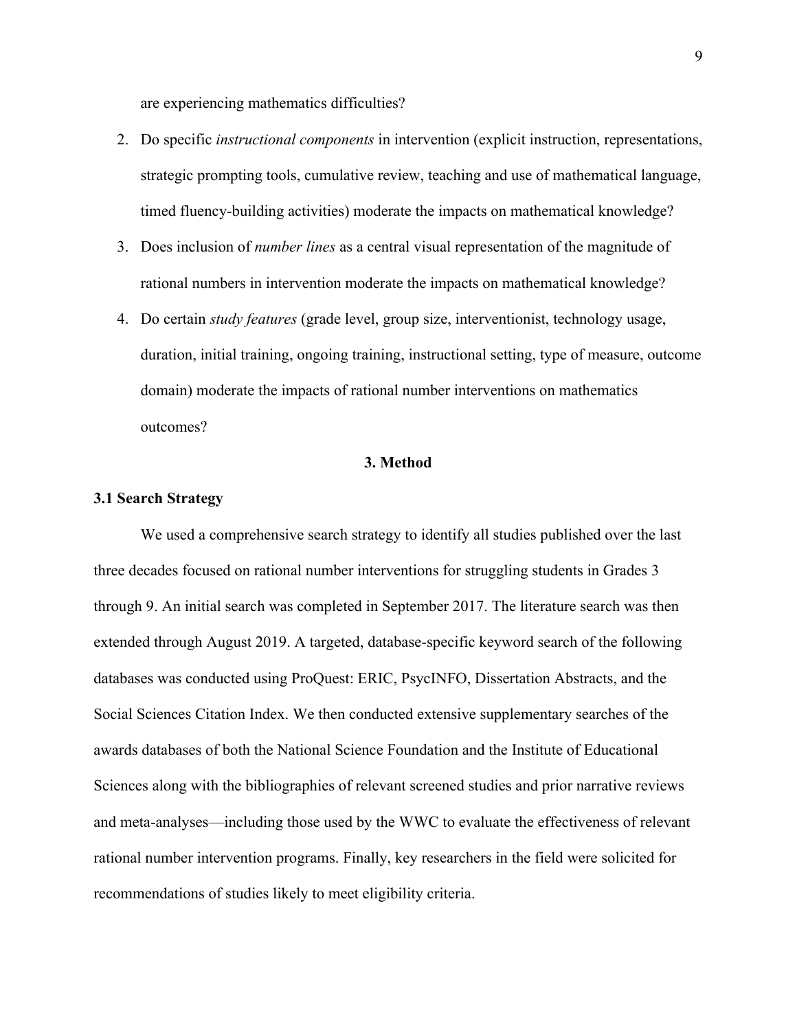are experiencing mathematics difficulties?

2. Do specific *instructional components* in intervention (explicit instruction, representations, strategic prompting tools, cumulative review, teaching and use of mathematical language, timed fluency-building activities) moderate the impacts on mathematical knowledge?
3. Does inclusion of *number lines* as a central visual representation of the magnitude of rational numbers in intervention moderate the impacts on mathematical knowledge?
4. Do certain *study features* (grade level, group size, interventionist, technology usage, duration, initial training, ongoing training, instructional setting, type of measure, outcome domain) moderate the impacts of rational number interventions on mathematics outcomes?

## 3. Method

### 3.1 Search Strategy

We used a comprehensive search strategy to identify all studies published over the last three decades focused on rational number interventions for struggling students in Grades 3 through 9. An initial search was completed in September 2017. The literature search was then extended through August 2019. A targeted, database-specific keyword search of the following databases was conducted using ProQuest: ERIC, PsycINFO, Dissertation Abstracts, and the Social Sciences Citation Index. We then conducted extensive supplementary searches of the awards databases of both the National Science Foundation and the Institute of Educational Sciences along with the bibliographies of relevant screened studies and prior narrative reviews and meta-analyses—including those used by the WWC to evaluate the effectiveness of relevant rational number intervention programs. Finally, key researchers in the field were solicited for recommendations of studies likely to meet eligibility criteria.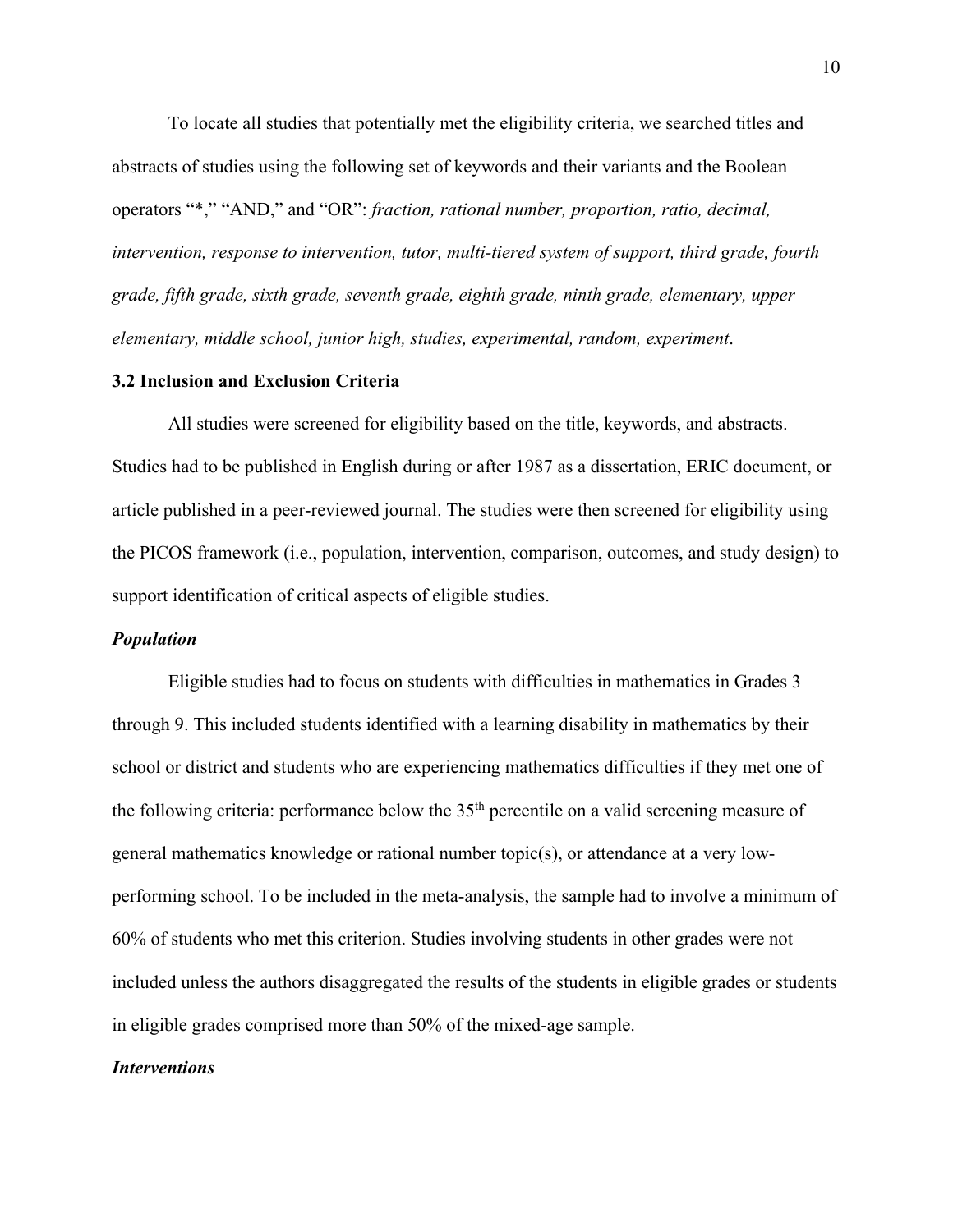To locate all studies that potentially met the eligibility criteria, we searched titles and abstracts of studies using the following set of keywords and their variants and the Boolean operators "*," "AND," and "OR": *fraction, rational number, proportion, ratio, decimal, intervention, response to intervention, tutor, multi-tiered system of support, third grade, fourth grade, fifth grade, sixth grade, seventh grade, eighth grade, ninth grade, elementary, upper elementary, middle school, junior high, studies, experimental, random, experiment*.

## 3.2 Inclusion and Exclusion Criteria

All studies were screened for eligibility based on the title, keywords, and abstracts. Studies had to be published in English during or after 1987 as a dissertation, ERIC document, or article published in a peer-reviewed journal. The studies were then screened for eligibility using the PICOS framework (i.e., population, intervention, comparison, outcomes, and study design) to support identification of critical aspects of eligible studies.

### *Population*

Eligible studies had to focus on students with difficulties in mathematics in Grades 3 through 9. This included students identified with a learning disability in mathematics by their school or district and students who are experiencing mathematics difficulties if they met one of the following criteria: performance below the 35th percentile on a valid screening measure of general mathematics knowledge or rational number topic(s), or attendance at a very low-performing school. To be included in the meta-analysis, the sample had to involve a minimum of 60% of students who met this criterion. Studies involving students in other grades were not included unless the authors disaggregated the results of the students in eligible grades or students in eligible grades comprised more than 50% of the mixed-age sample.

### *Interventions*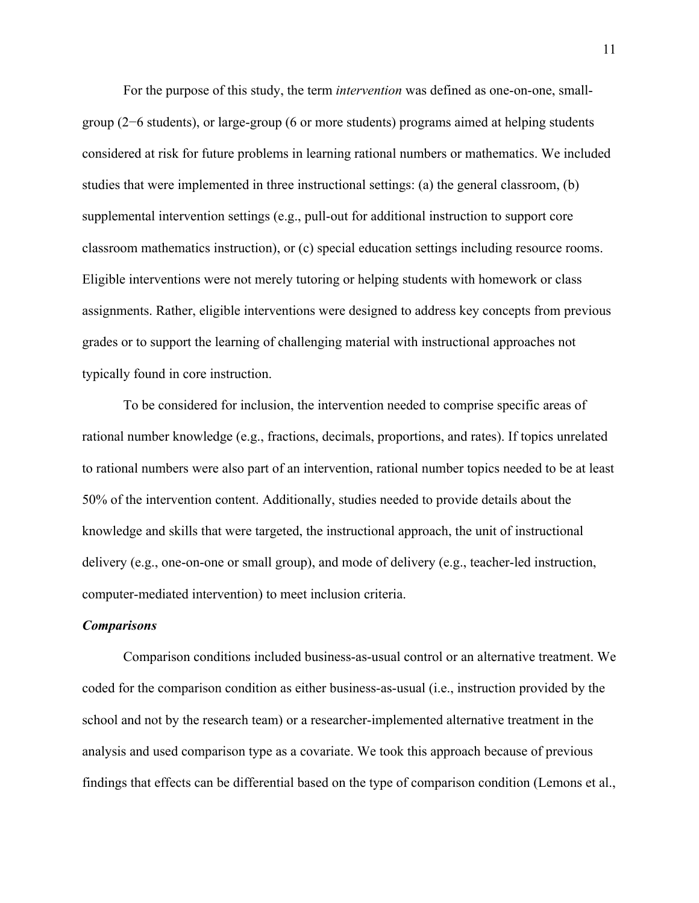For the purpose of this study, the term *intervention* was defined as one-on-one, small-group (2−6 students), or large-group (6 or more students) programs aimed at helping students considered at risk for future problems in learning rational numbers or mathematics. We included studies that were implemented in three instructional settings: (a) the general classroom, (b) supplemental intervention settings (e.g., pull-out for additional instruction to support core classroom mathematics instruction), or (c) special education settings including resource rooms. Eligible interventions were not merely tutoring or helping students with homework or class assignments. Rather, eligible interventions were designed to address key concepts from previous grades or to support the learning of challenging material with instructional approaches not typically found in core instruction.

To be considered for inclusion, the intervention needed to comprise specific areas of rational number knowledge (e.g., fractions, decimals, proportions, and rates). If topics unrelated to rational numbers were also part of an intervention, rational number topics needed to be at least 50% of the intervention content. Additionally, studies needed to provide details about the knowledge and skills that were targeted, the instructional approach, the unit of instructional delivery (e.g., one-on-one or small group), and mode of delivery (e.g., teacher-led instruction, computer-mediated intervention) to meet inclusion criteria.

### *Comparisons*

Comparison conditions included business-as-usual control or an alternative treatment. We coded for the comparison condition as either business-as-usual (i.e., instruction provided by the school and not by the research team) or a researcher-implemented alternative treatment in the analysis and used comparison type as a covariate. We took this approach because of previous findings that effects can be differential based on the type of comparison condition (Lemons et al.,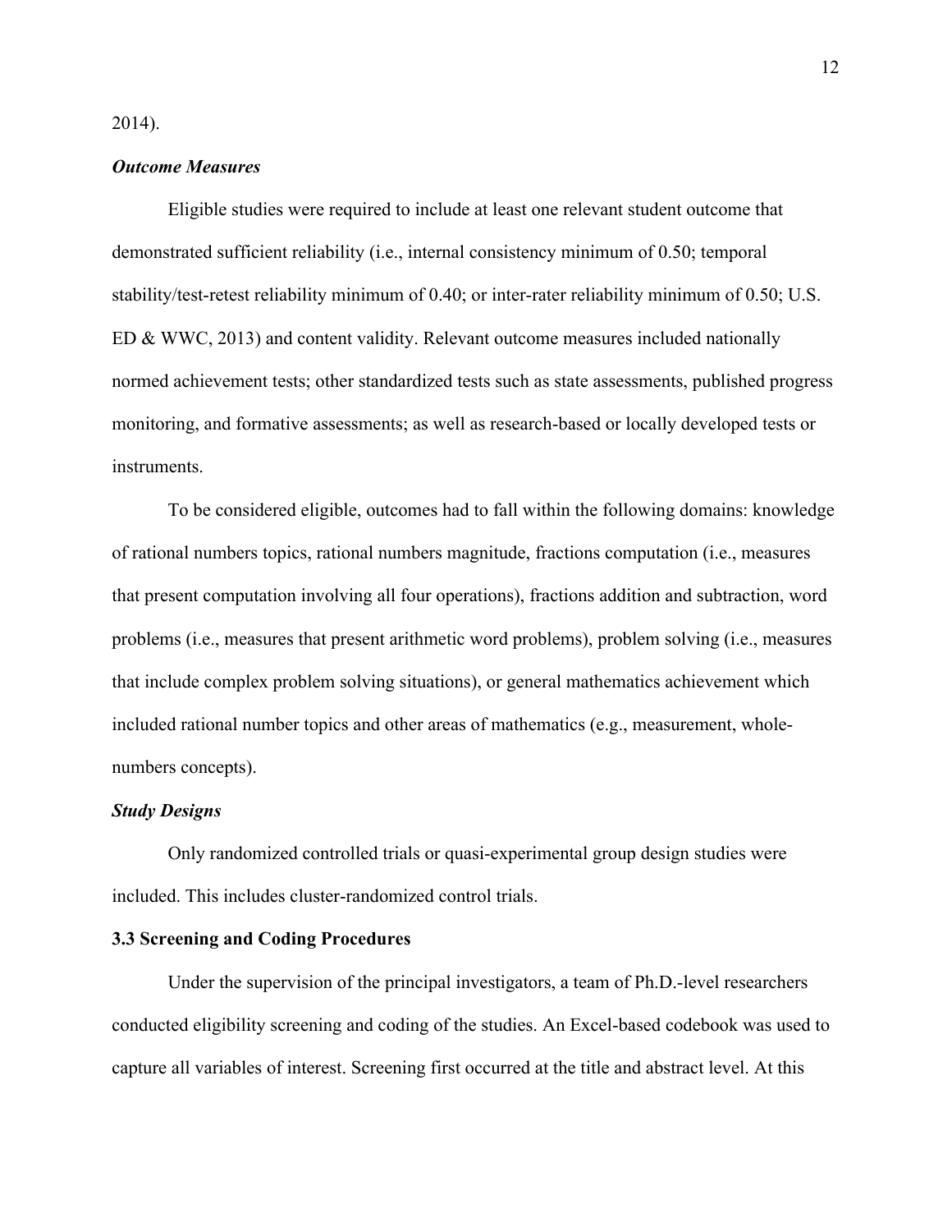2014).

### *Outcome Measures*

Eligible studies were required to include at least one relevant student outcome that demonstrated sufficient reliability (i.e., internal consistency minimum of 0.50; temporal stability/test-retest reliability minimum of 0.40; or inter-rater reliability minimum of 0.50; U.S. ED & WWC, 2013) and content validity. Relevant outcome measures included nationally normed achievement tests; other standardized tests such as state assessments, published progress monitoring, and formative assessments; as well as research-based or locally developed tests or instruments.

To be considered eligible, outcomes had to fall within the following domains: knowledge of rational numbers topics, rational numbers magnitude, fractions computation (i.e., measures that present computation involving all four operations), fractions addition and subtraction, word problems (i.e., measures that present arithmetic word problems), problem solving (i.e., measures that include complex problem solving situations), or general mathematics achievement which included rational number topics and other areas of mathematics (e.g., measurement, whole-numbers concepts).

### *Study Designs*

Only randomized controlled trials or quasi-experimental group design studies were included. This includes cluster-randomized control trials.

## 3.3 Screening and Coding Procedures

Under the supervision of the principal investigators, a team of Ph.D.-level researchers conducted eligibility screening and coding of the studies. An Excel-based codebook was used to capture all variables of interest. Screening first occurred at the title and abstract level. At this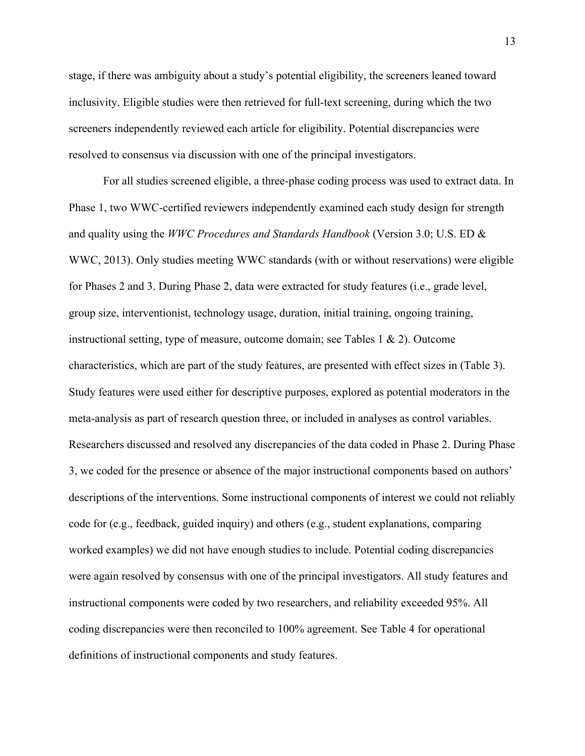stage, if there was ambiguity about a study's potential eligibility, the screeners leaned toward inclusivity. Eligible studies were then retrieved for full-text screening, during which the two screeners independently reviewed each article for eligibility. Potential discrepancies were resolved to consensus via discussion with one of the principal investigators.

For all studies screened eligible, a three-phase coding process was used to extract data. In Phase 1, two WWC-certified reviewers independently examined each study design for strength and quality using the *WWC Procedures and Standards Handbook* (Version 3.0; U.S. ED & WWC, 2013). Only studies meeting WWC standards (with or without reservations) were eligible for Phases 2 and 3. During Phase 2, data were extracted for study features (i.e., grade level, group size, interventionist, technology usage, duration, initial training, ongoing training, instructional setting, type of measure, outcome domain; see Tables 1 & 2). Outcome characteristics, which are part of the study features, are presented with effect sizes in (Table 3). Study features were used either for descriptive purposes, explored as potential moderators in the meta-analysis as part of research question three, or included in analyses as control variables. Researchers discussed and resolved any discrepancies of the data coded in Phase 2. During Phase 3, we coded for the presence or absence of the major instructional components based on authors' descriptions of the interventions. Some instructional components of interest we could not reliably code for (e.g., feedback, guided inquiry) and others (e.g., student explanations, comparing worked examples) we did not have enough studies to include. Potential coding discrepancies were again resolved by consensus with one of the principal investigators. All study features and instructional components were coded by two researchers, and reliability exceeded 95%. All coding discrepancies were then reconciled to 100% agreement. See Table 4 for operational definitions of instructional components and study features.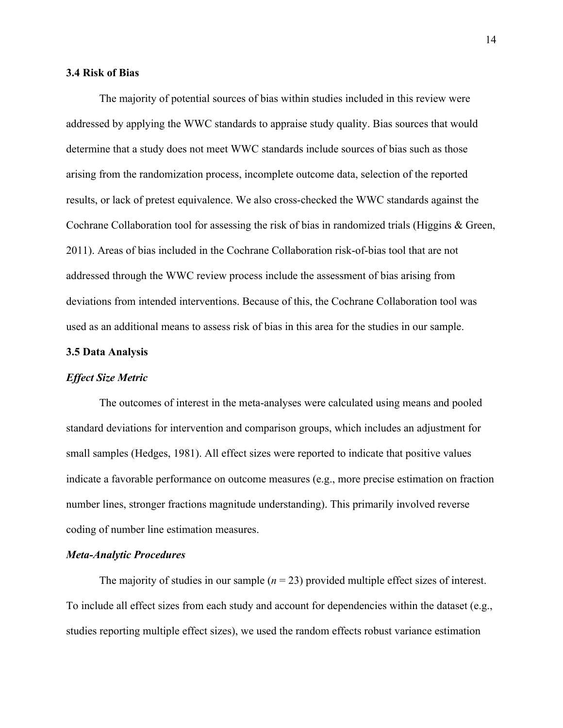### 3.4 Risk of Bias

The majority of potential sources of bias within studies included in this review were addressed by applying the WWC standards to appraise study quality. Bias sources that would determine that a study does not meet WWC standards include sources of bias such as those arising from the randomization process, incomplete outcome data, selection of the reported results, or lack of pretest equivalence. We also cross-checked the WWC standards against the Cochrane Collaboration tool for assessing the risk of bias in randomized trials (Higgins & Green, 2011). Areas of bias included in the Cochrane Collaboration risk-of-bias tool that are not addressed through the WWC review process include the assessment of bias arising from deviations from intended interventions. Because of this, the Cochrane Collaboration tool was used as an additional means to assess risk of bias in this area for the studies in our sample.

### 3.5 Data Analysis

#### *Effect Size Metric*

The outcomes of interest in the meta-analyses were calculated using means and pooled standard deviations for intervention and comparison groups, which includes an adjustment for small samples (Hedges, 1981). All effect sizes were reported to indicate that positive values indicate a favorable performance on outcome measures (e.g., more precise estimation on fraction number lines, stronger fractions magnitude understanding). This primarily involved reverse coding of number line estimation measures.

#### *Meta-Analytic Procedures*

The majority of studies in our sample ($n = 23$) provided multiple effect sizes of interest. To include all effect sizes from each study and account for dependencies within the dataset (e.g., studies reporting multiple effect sizes), we used the random effects robust variance estimation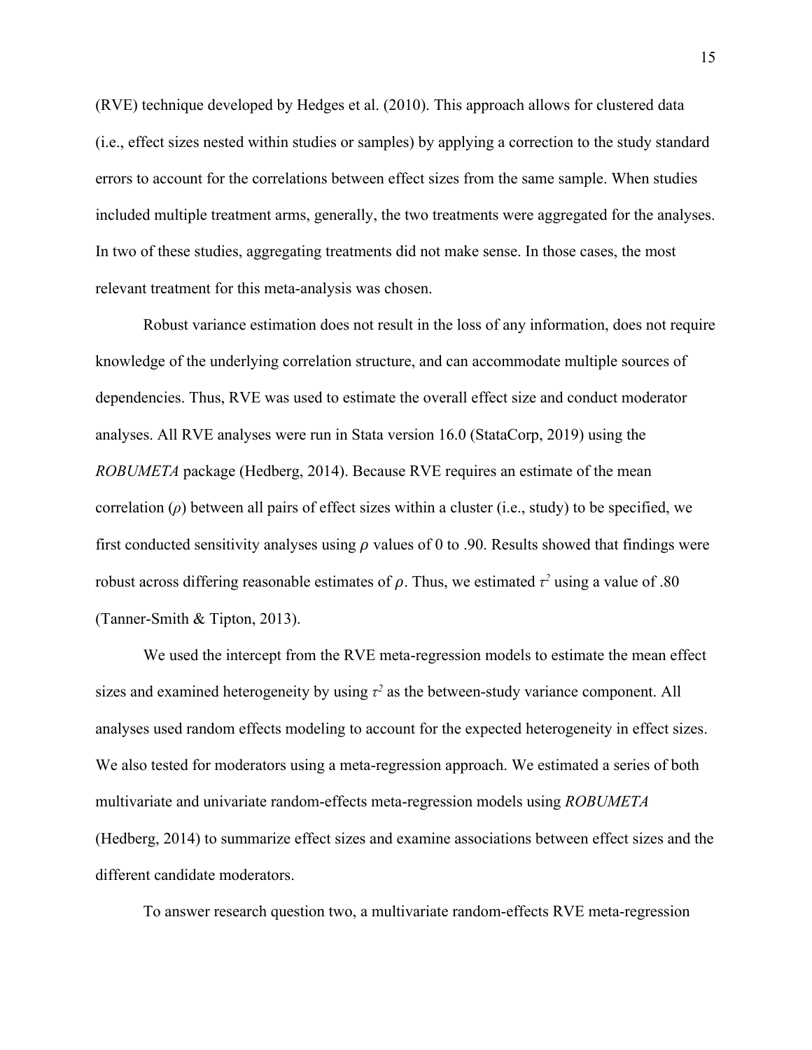(RVE) technique developed by Hedges et al. (2010). This approach allows for clustered data (i.e., effect sizes nested within studies or samples) by applying a correction to the study standard errors to account for the correlations between effect sizes from the same sample. When studies included multiple treatment arms, generally, the two treatments were aggregated for the analyses. In two of these studies, aggregating treatments did not make sense. In those cases, the most relevant treatment for this meta-analysis was chosen.

Robust variance estimation does not result in the loss of any information, does not require knowledge of the underlying correlation structure, and can accommodate multiple sources of dependencies. Thus, RVE was used to estimate the overall effect size and conduct moderator analyses. All RVE analyses were run in Stata version 16.0 (StataCorp, 2019) using the *ROBUMETA* package (Hedberg, 2014). Because RVE requires an estimate of the mean correlation ($\rho$) between all pairs of effect sizes within a cluster (i.e., study) to be specified, we first conducted sensitivity analyses using $\rho$ values of 0 to .90. Results showed that findings were robust across differing reasonable estimates of $\rho$. Thus, we estimated $\tau^2$ using a value of .80 (Tanner-Smith & Tipton, 2013).

We used the intercept from the RVE meta-regression models to estimate the mean effect sizes and examined heterogeneity by using $\tau^2$ as the between-study variance component. All analyses used random effects modeling to account for the expected heterogeneity in effect sizes. We also tested for moderators using a meta-regression approach. We estimated a series of both multivariate and univariate random-effects meta-regression models using *ROBUMETA* (Hedberg, 2014) to summarize effect sizes and examine associations between effect sizes and the different candidate moderators.

To answer research question two, a multivariate random-effects RVE meta-regression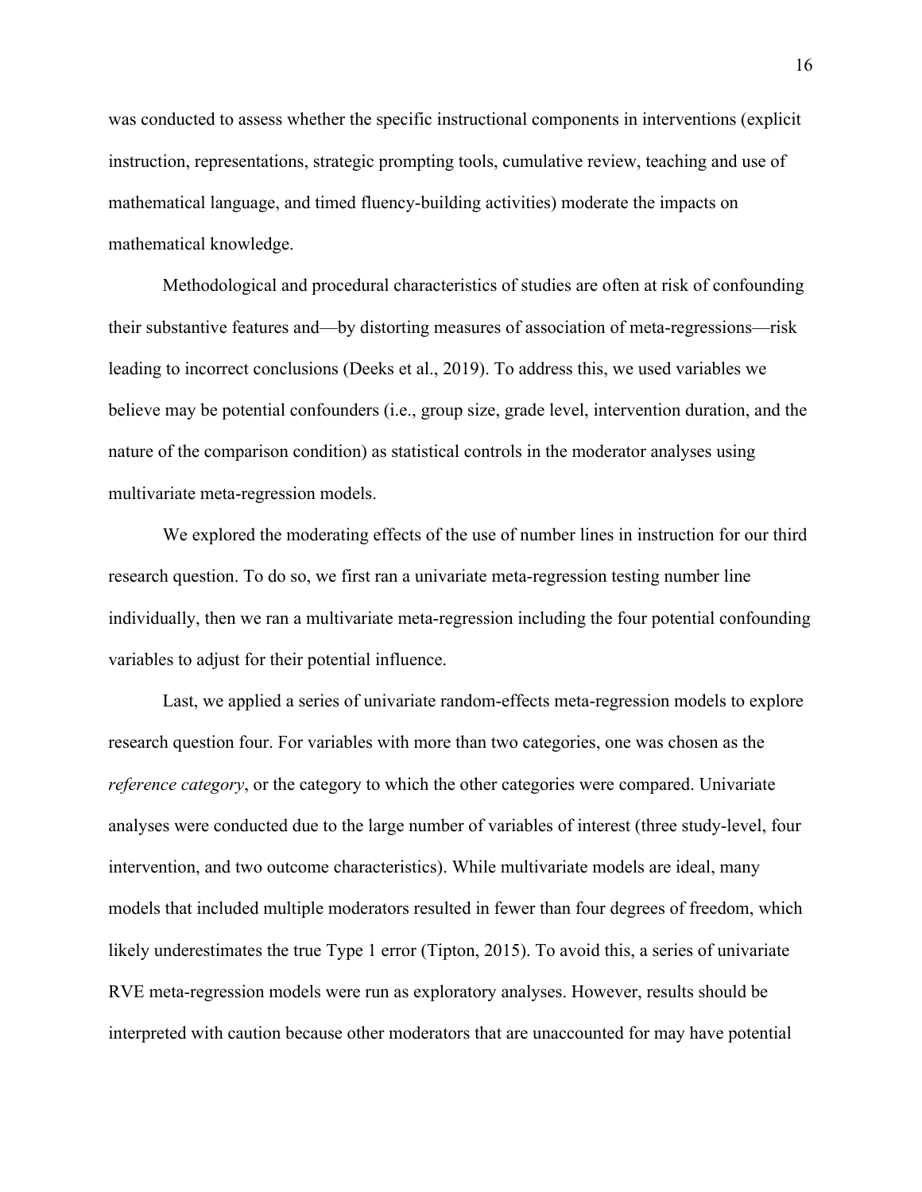was conducted to assess whether the specific instructional components in interventions (explicit instruction, representations, strategic prompting tools, cumulative review, teaching and use of mathematical language, and timed fluency-building activities) moderate the impacts on mathematical knowledge.

Methodological and procedural characteristics of studies are often at risk of confounding their substantive features and—by distorting measures of association of meta-regressions—risk leading to incorrect conclusions (Deeks et al., 2019). To address this, we used variables we believe may be potential confounders (i.e., group size, grade level, intervention duration, and the nature of the comparison condition) as statistical controls in the moderator analyses using multivariate meta-regression models.

We explored the moderating effects of the use of number lines in instruction for our third research question. To do so, we first ran a univariate meta-regression testing number line individually, then we ran a multivariate meta-regression including the four potential confounding variables to adjust for their potential influence.

Last, we applied a series of univariate random-effects meta-regression models to explore research question four. For variables with more than two categories, one was chosen as the *reference category*, or the category to which the other categories were compared. Univariate analyses were conducted due to the large number of variables of interest (three study-level, four intervention, and two outcome characteristics). While multivariate models are ideal, many models that included multiple moderators resulted in fewer than four degrees of freedom, which likely underestimates the true Type 1 error (Tipton, 2015). To avoid this, a series of univariate RVE meta-regression models were run as exploratory analyses. However, results should be interpreted with caution because other moderators that are unaccounted for may have potential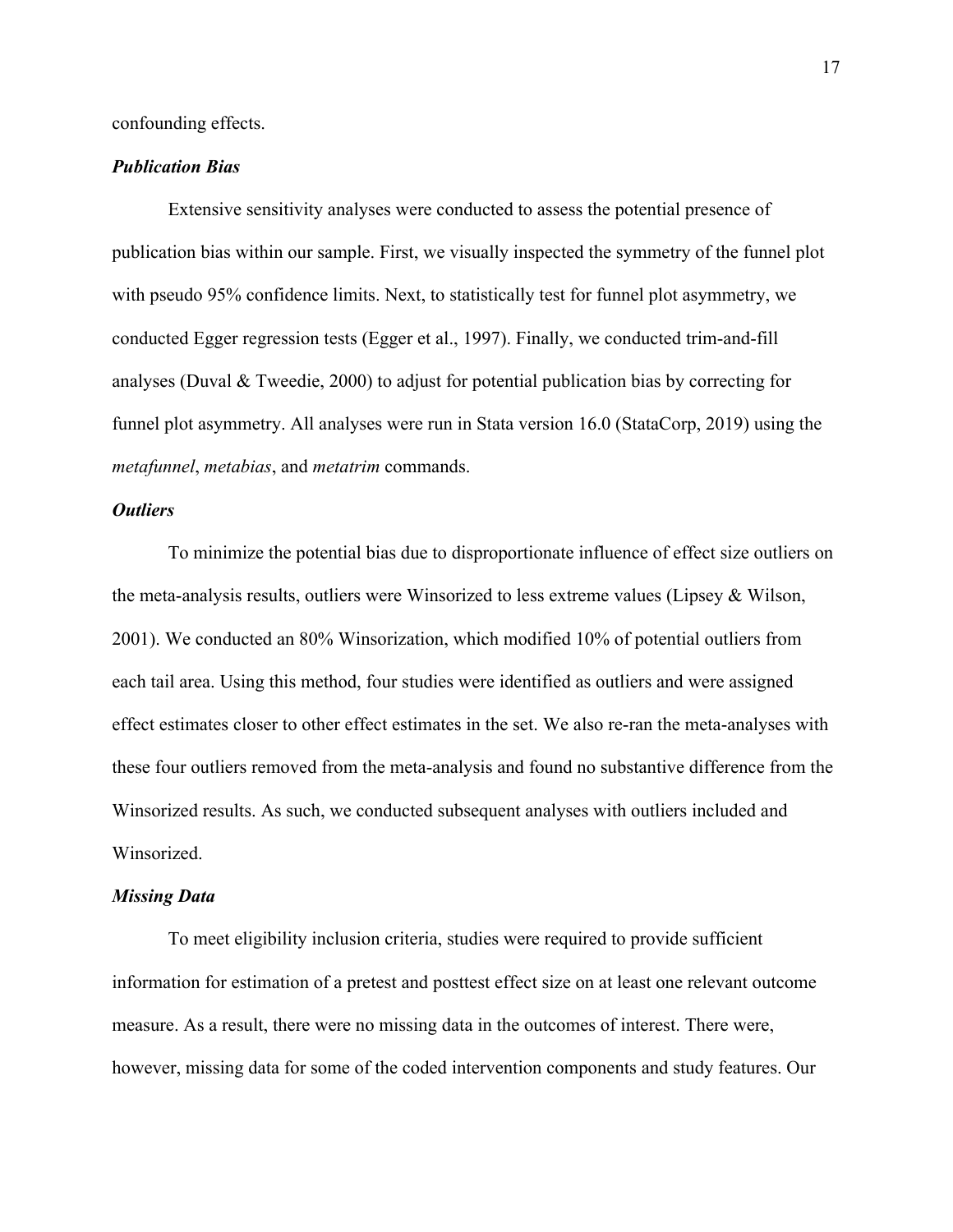confounding effects.

### ***Publication Bias***

Extensive sensitivity analyses were conducted to assess the potential presence of publication bias within our sample. First, we visually inspected the symmetry of the funnel plot with pseudo 95% confidence limits. Next, to statistically test for funnel plot asymmetry, we conducted Egger regression tests (Egger et al., 1997). Finally, we conducted trim-and-fill analyses (Duval & Tweedie, 2000) to adjust for potential publication bias by correcting for funnel plot asymmetry. All analyses were run in Stata version 16.0 (StataCorp, 2019) using the *metafunnel*, *metabias*, and *metatrim* commands.

### ***Outliers***

To minimize the potential bias due to disproportionate influence of effect size outliers on the meta-analysis results, outliers were Winsorized to less extreme values (Lipsey & Wilson, 2001). We conducted an 80% Winsorization, which modified 10% of potential outliers from each tail area. Using this method, four studies were identified as outliers and were assigned effect estimates closer to other effect estimates in the set. We also re-ran the meta-analyses with these four outliers removed from the meta-analysis and found no substantive difference from the Winsorized results. As such, we conducted subsequent analyses with outliers included and Winsorized.

### ***Missing Data***

To meet eligibility inclusion criteria, studies were required to provide sufficient information for estimation of a pretest and posttest effect size on at least one relevant outcome measure. As a result, there were no missing data in the outcomes of interest. There were, however, missing data for some of the coded intervention components and study features. Our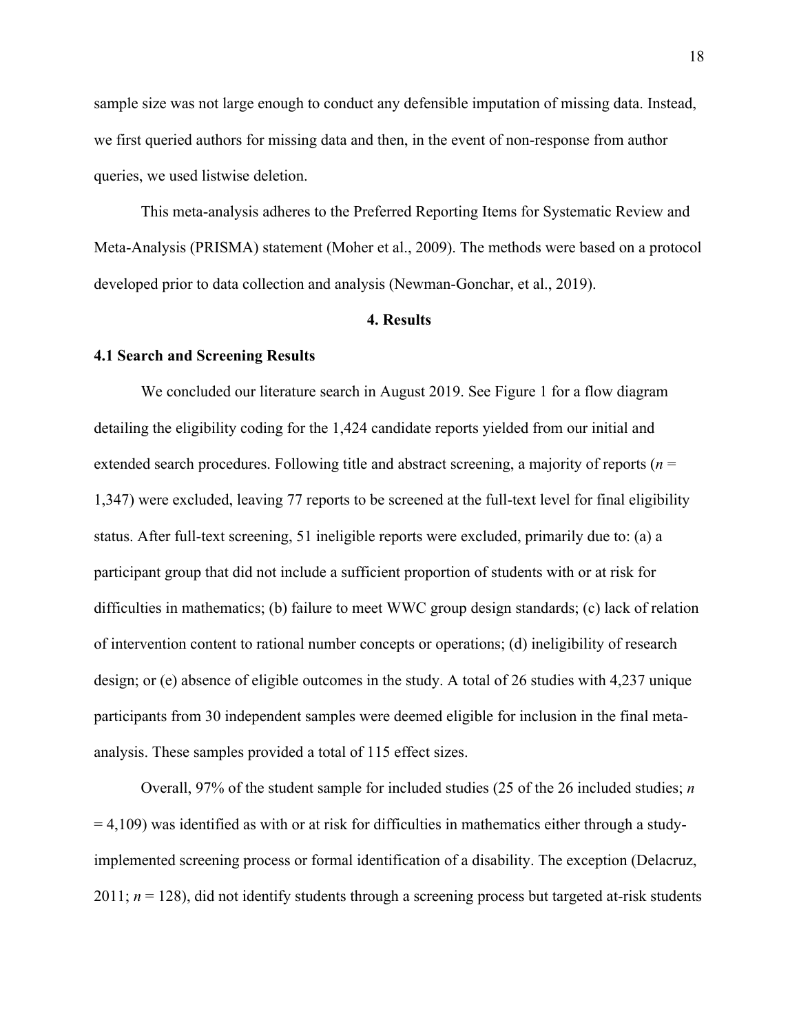sample size was not large enough to conduct any defensible imputation of missing data. Instead, we first queried authors for missing data and then, in the event of non-response from author queries, we used listwise deletion.

This meta-analysis adheres to the Preferred Reporting Items for Systematic Review and Meta-Analysis (PRISMA) statement (Moher et al., 2009). The methods were based on a protocol developed prior to data collection and analysis (Newman-Gonchar, et al., 2019).

## 4. Results

### 4.1 Search and Screening Results

We concluded our literature search in August 2019. See Figure 1 for a flow diagram detailing the eligibility coding for the 1,424 candidate reports yielded from our initial and extended search procedures. Following title and abstract screening, a majority of reports (*n* = 1,347) were excluded, leaving 77 reports to be screened at the full-text level for final eligibility status. After full-text screening, 51 ineligible reports were excluded, primarily due to: (a) a participant group that did not include a sufficient proportion of students with or at risk for difficulties in mathematics; (b) failure to meet WWC group design standards; (c) lack of relation of intervention content to rational number concepts or operations; (d) ineligibility of research design; or (e) absence of eligible outcomes in the study. A total of 26 studies with 4,237 unique participants from 30 independent samples were deemed eligible for inclusion in the final meta-analysis. These samples provided a total of 115 effect sizes.

Overall, 97% of the student sample for included studies (25 of the 26 included studies; *n* = 4,109) was identified as with or at risk for difficulties in mathematics either through a study-implemented screening process or formal identification of a disability. The exception (Delacruz, 2011; *n* = 128), did not identify students through a screening process but targeted at-risk students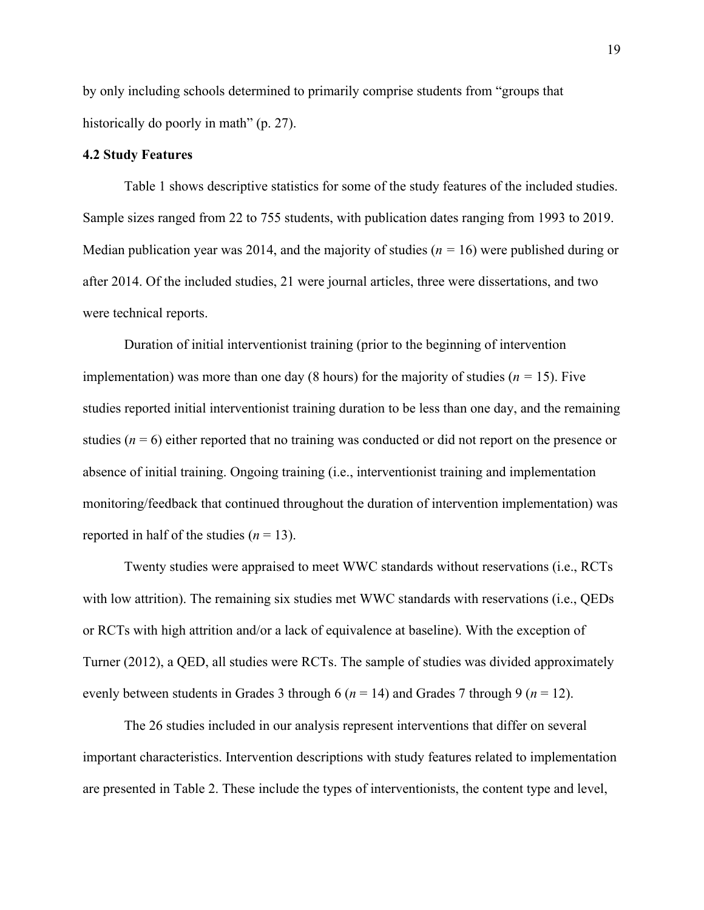by only including schools determined to primarily comprise students from "groups that historically do poorly in math" (p. 27).

### 4.2 Study Features

Table 1 shows descriptive statistics for some of the study features of the included studies. Sample sizes ranged from 22 to 755 students, with publication dates ranging from 1993 to 2019. Median publication year was 2014, and the majority of studies ($n$ = 16) were published during or after 2014. Of the included studies, 21 were journal articles, three were dissertations, and two were technical reports.

Duration of initial interventionist training (prior to the beginning of intervention implementation) was more than one day (8 hours) for the majority of studies ($n$ = 15). Five studies reported initial interventionist training duration to be less than one day, and the remaining studies ($n$ = 6) either reported that no training was conducted or did not report on the presence or absence of initial training. Ongoing training (i.e., interventionist training and implementation monitoring/feedback that continued throughout the duration of intervention implementation) was reported in half of the studies ($n$ = 13).

Twenty studies were appraised to meet WWC standards without reservations (i.e., RCTs with low attrition). The remaining six studies met WWC standards with reservations (i.e., QEDs or RCTs with high attrition and/or a lack of equivalence at baseline). With the exception of Turner (2012), a QED, all studies were RCTs. The sample of studies was divided approximately evenly between students in Grades 3 through 6 ($n$ = 14) and Grades 7 through 9 ($n$ = 12).

The 26 studies included in our analysis represent interventions that differ on several important characteristics. Intervention descriptions with study features related to implementation are presented in Table 2. These include the types of interventionists, the content type and level,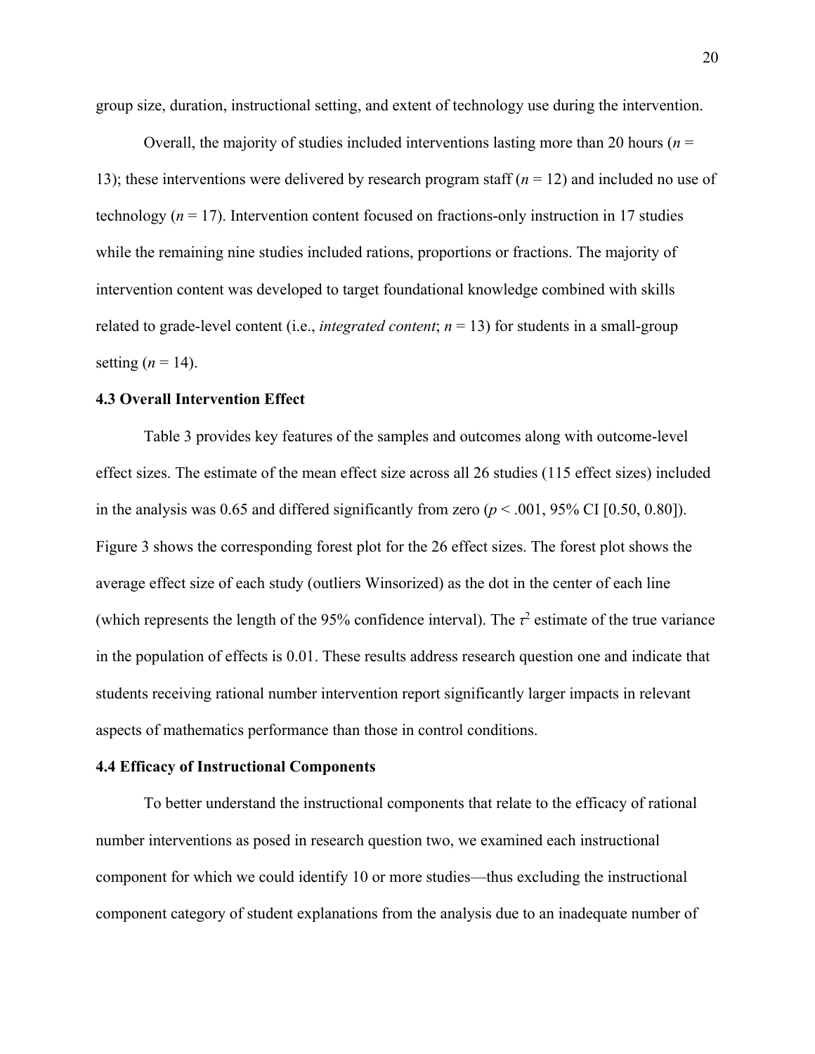group size, duration, instructional setting, and extent of technology use during the intervention.

Overall, the majority of studies included interventions lasting more than 20 hours ($n$ = 13); these interventions were delivered by research program staff ($n$ = 12) and included no use of technology ($n$ = 17). Intervention content focused on fractions-only instruction in 17 studies while the remaining nine studies included rations, proportions or fractions. The majority of intervention content was developed to target foundational knowledge combined with skills related to grade-level content (i.e., *integrated content*; $n$ = 13) for students in a small-group setting ($n$ = 14).

### 4.3 Overall Intervention Effect

Table 3 provides key features of the samples and outcomes along with outcome-level effect sizes. The estimate of the mean effect size across all 26 studies (115 effect sizes) included in the analysis was 0.65 and differed significantly from zero ($p < .001$, 95% CI [0.50, 0.80]). Figure 3 shows the corresponding forest plot for the 26 effect sizes. The forest plot shows the average effect size of each study (outliers Winsorized) as the dot in the center of each line (which represents the length of the 95% confidence interval). The $\tau^2$ estimate of the true variance in the population of effects is 0.01. These results address research question one and indicate that students receiving rational number intervention report significantly larger impacts in relevant aspects of mathematics performance than those in control conditions.

### 4.4 Efficacy of Instructional Components

To better understand the instructional components that relate to the efficacy of rational number interventions as posed in research question two, we examined each instructional component for which we could identify 10 or more studies—thus excluding the instructional component category of student explanations from the analysis due to an inadequate number of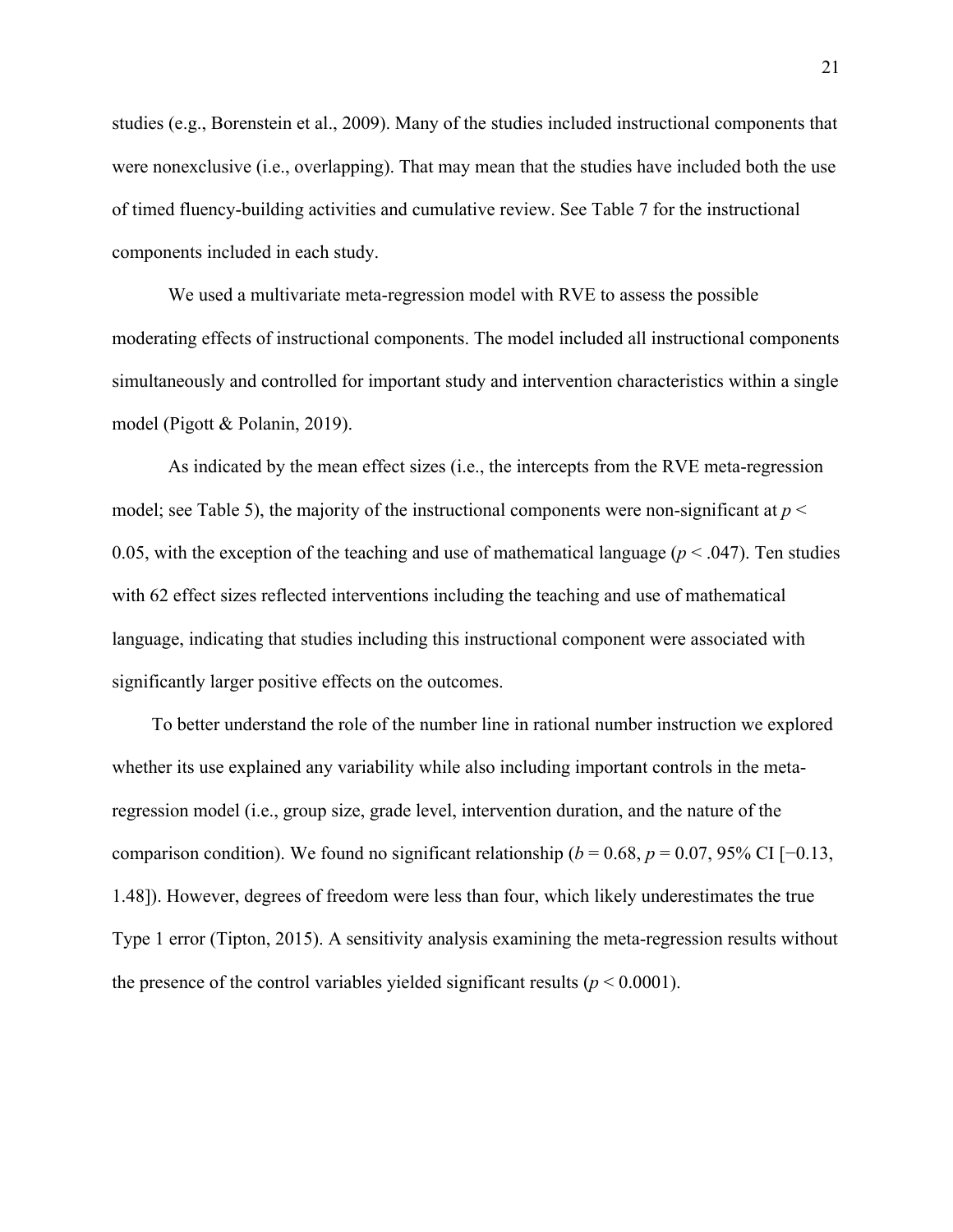studies (e.g., Borenstein et al., 2009). Many of the studies included instructional components that were nonexclusive (i.e., overlapping). That may mean that the studies have included both the use of timed fluency-building activities and cumulative review. See Table 7 for the instructional components included in each study.

We used a multivariate meta-regression model with RVE to assess the possible moderating effects of instructional components. The model included all instructional components simultaneously and controlled for important study and intervention characteristics within a single model (Pigott & Polanin, 2019).

As indicated by the mean effect sizes (i.e., the intercepts from the RVE meta-regression model; see Table 5), the majority of the instructional components were non-significant at $p < 0.05$, with the exception of the teaching and use of mathematical language ($p < .047$). Ten studies with 62 effect sizes reflected interventions including the teaching and use of mathematical language, indicating that studies including this instructional component were associated with significantly larger positive effects on the outcomes.

To better understand the role of the number line in rational number instruction we explored whether its use explained any variability while also including important controls in the meta-regression model (i.e., group size, grade level, intervention duration, and the nature of the comparison condition). We found no significant relationship ($b = 0.68$, $p = 0.07$, 95% CI [−0.13, 1.48]). However, degrees of freedom were less than four, which likely underestimates the true Type 1 error (Tipton, 2015). A sensitivity analysis examining the meta-regression results without the presence of the control variables yielded significant results ($p < 0.0001$).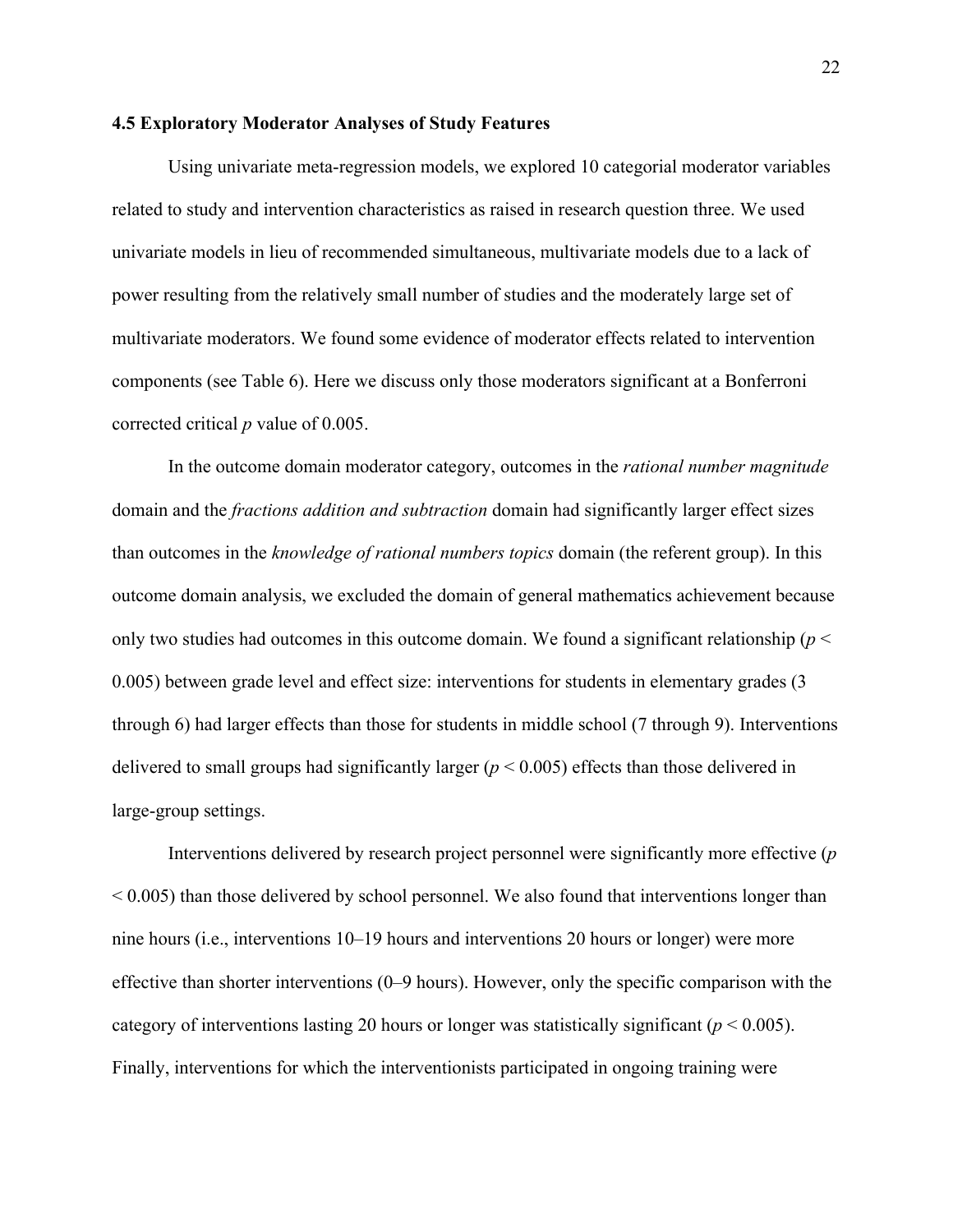### 4.5 Exploratory Moderator Analyses of Study Features

Using univariate meta-regression models, we explored 10 categorial moderator variables related to study and intervention characteristics as raised in research question three. We used univariate models in lieu of recommended simultaneous, multivariate models due to a lack of power resulting from the relatively small number of studies and the moderately large set of multivariate moderators. We found some evidence of moderator effects related to intervention components (see Table 6). Here we discuss only those moderators significant at a Bonferroni corrected critical *p* value of 0.005.

In the outcome domain moderator category, outcomes in the *rational number magnitude* domain and the *fractions addition and subtraction* domain had significantly larger effect sizes than outcomes in the *knowledge of rational numbers topics* domain (the referent group). In this outcome domain analysis, we excluded the domain of general mathematics achievement because only two studies had outcomes in this outcome domain. We found a significant relationship ($p < 0.005$) between grade level and effect size: interventions for students in elementary grades (3 through 6) had larger effects than those for students in middle school (7 through 9). Interventions delivered to small groups had significantly larger ($p < 0.005$) effects than those delivered in large-group settings.

Interventions delivered by research project personnel were significantly more effective ($p < 0.005$) than those delivered by school personnel. We also found that interventions longer than nine hours (i.e., interventions 10–19 hours and interventions 20 hours or longer) were more effective than shorter interventions (0–9 hours). However, only the specific comparison with the category of interventions lasting 20 hours or longer was statistically significant ($p < 0.005$). Finally, interventions for which the interventionists participated in ongoing training were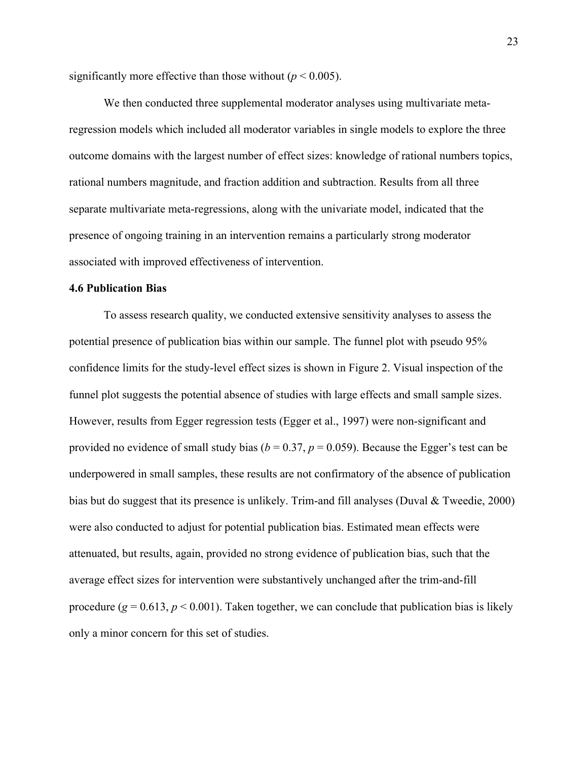significantly more effective than those without ($p < 0.005$).

We then conducted three supplemental moderator analyses using multivariate meta-regression models which included all moderator variables in single models to explore the three outcome domains with the largest number of effect sizes: knowledge of rational numbers topics, rational numbers magnitude, and fraction addition and subtraction. Results from all three separate multivariate meta-regressions, along with the univariate model, indicated that the presence of ongoing training in an intervention remains a particularly strong moderator associated with improved effectiveness of intervention.

**4.6 Publication Bias**

To assess research quality, we conducted extensive sensitivity analyses to assess the potential presence of publication bias within our sample. The funnel plot with pseudo 95% confidence limits for the study-level effect sizes is shown in Figure 2. Visual inspection of the funnel plot suggests the potential absence of studies with large effects and small sample sizes. However, results from Egger regression tests (Egger et al., 1997) were non-significant and provided no evidence of small study bias ($b = 0.37$, $p = 0.059$). Because the Egger's test can be underpowered in small samples, these results are not confirmatory of the absence of publication bias but do suggest that its presence is unlikely. Trim-and fill analyses (Duval & Tweedie, 2000) were also conducted to adjust for potential publication bias. Estimated mean effects were attenuated, but results, again, provided no strong evidence of publication bias, such that the average effect sizes for intervention were substantively unchanged after the trim-and-fill procedure ($g = 0.613$, $p < 0.001$). Taken together, we can conclude that publication bias is likely only a minor concern for this set of studies.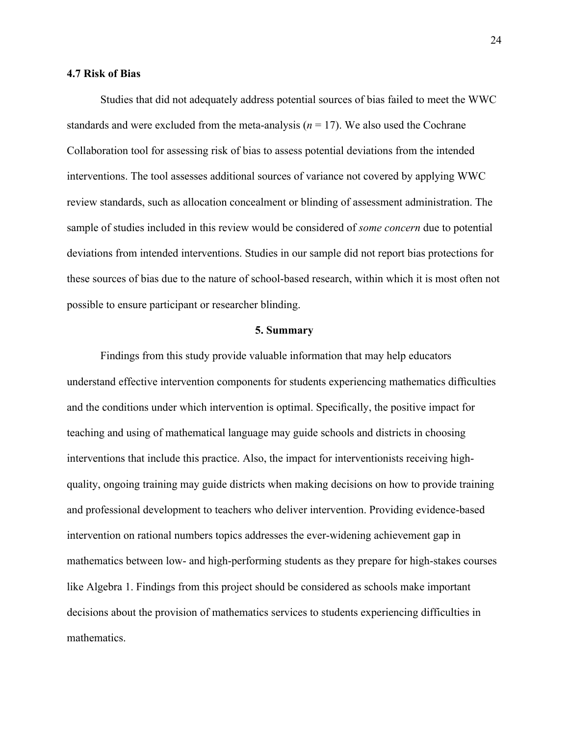### 4.7 Risk of Bias

Studies that did not adequately address potential sources of bias failed to meet the WWC standards and were excluded from the meta-analysis ($n = 17$). We also used the Cochrane Collaboration tool for assessing risk of bias to assess potential deviations from the intended interventions. The tool assesses additional sources of variance not covered by applying WWC review standards, such as allocation concealment or blinding of assessment administration. The sample of studies included in this review would be considered of *some concern* due to potential deviations from intended interventions. Studies in our sample did not report bias protections for these sources of bias due to the nature of school-based research, within which it is most often not possible to ensure participant or researcher blinding.

## 5. Summary

Findings from this study provide valuable information that may help educators understand effective intervention components for students experiencing mathematics difficulties and the conditions under which intervention is optimal. Specifically, the positive impact for teaching and using of mathematical language may guide schools and districts in choosing interventions that include this practice. Also, the impact for interventionists receiving high-quality, ongoing training may guide districts when making decisions on how to provide training and professional development to teachers who deliver intervention. Providing evidence-based intervention on rational numbers topics addresses the ever-widening achievement gap in mathematics between low- and high-performing students as they prepare for high-stakes courses like Algebra 1. Findings from this project should be considered as schools make important decisions about the provision of mathematics services to students experiencing difficulties in mathematics.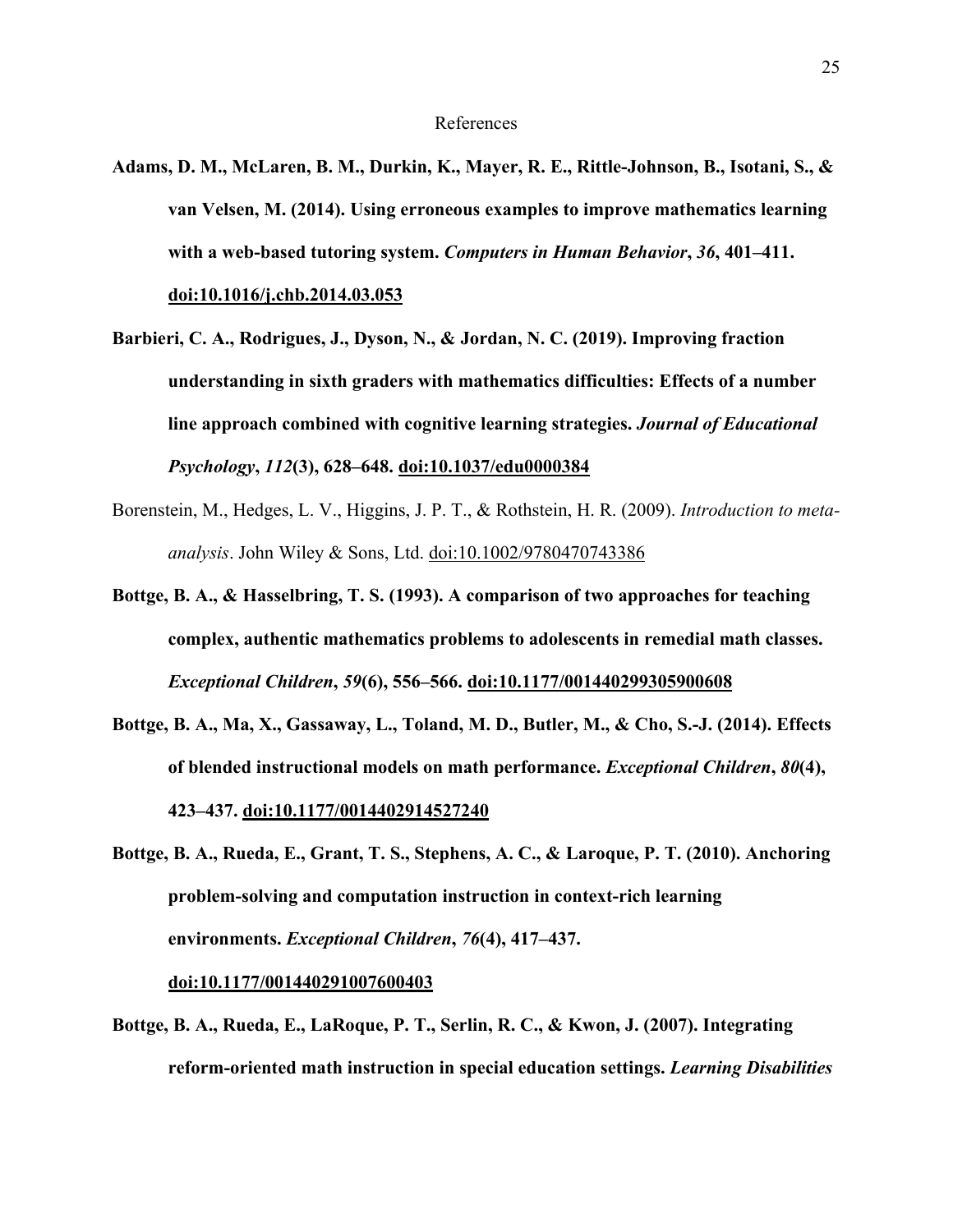# References

**Adams, D. M., McLaren, B. M., Durkin, K., Mayer, R. E., Rittle-Johnson, B., Isotani, S., & van Velsen, M. (2014). Using erroneous examples to improve mathematics learning with a web-based tutoring system. *Computers in Human Behavior*, *36*, 401–411. doi:10.1016/j.chb.2014.03.053**

**Barbieri, C. A., Rodrigues, J., Dyson, N., & Jordan, N. C. (2019). Improving fraction understanding in sixth graders with mathematics difficulties: Effects of a number line approach combined with cognitive learning strategies. *Journal of Educational Psychology*, *112*(3), 628–648. doi:10.1037/edu0000384**

Borenstein, M., Hedges, L. V., Higgins, J. P. T., & Rothstein, H. R. (2009). *Introduction to meta-analysis*. John Wiley & Sons, Ltd. doi:10.1002/9780470743386

**Bottge, B. A., & Hasselbring, T. S. (1993). A comparison of two approaches for teaching complex, authentic mathematics problems to adolescents in remedial math classes. *Exceptional Children*, *59*(6), 556–566. doi:10.1177/001440299305900608**

**Bottge, B. A., Ma, X., Gassaway, L., Toland, M. D., Butler, M., & Cho, S.-J. (2014). Effects of blended instructional models on math performance. *Exceptional Children*, *80*(4), 423–437. doi:10.1177/0014402914527240**

**Bottge, B. A., Rueda, E., Grant, T. S., Stephens, A. C., & Laroque, P. T. (2010). Anchoring problem-solving and computation instruction in context-rich learning environments. *Exceptional Children*, *76*(4), 417–437. doi:10.1177/001440291007600403**

**Bottge, B. A., Rueda, E., LaRoque, P. T., Serlin, R. C., & Kwon, J. (2007). Integrating reform-oriented math instruction in special education settings. *Learning Disabilities***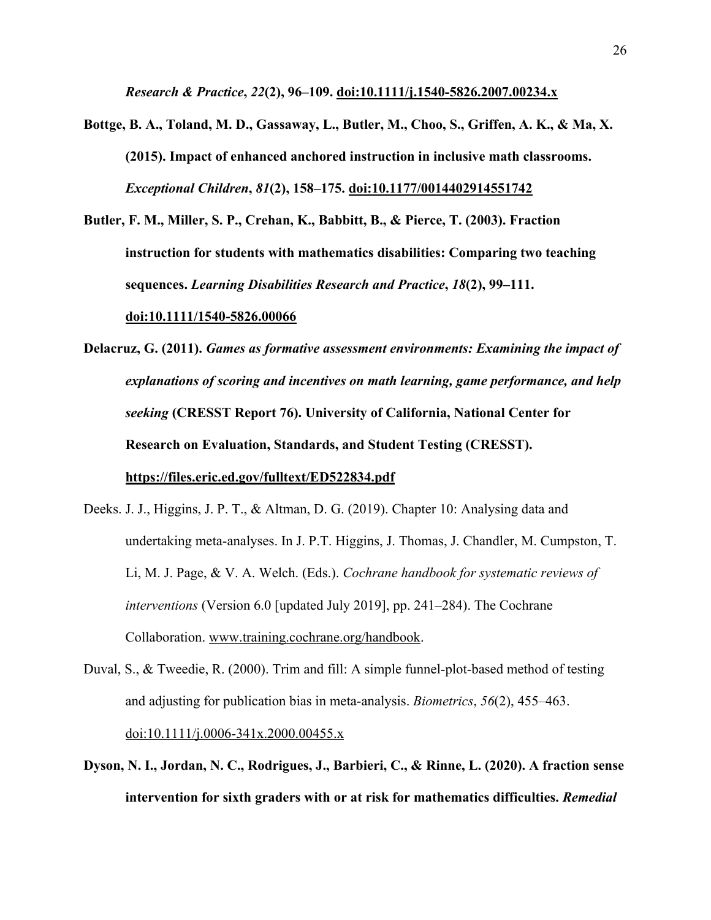**_Research & Practice_, _22_(2), 96–109. doi:10.1111/j.1540-5826.2007.00234.x**

**Bottge, B. A., Toland, M. D., Gassaway, L., Butler, M., Choo, S., Griffen, A. K., & Ma, X. (2015). Impact of enhanced anchored instruction in inclusive math classrooms. _Exceptional Children_, _81_(2), 158–175. doi:10.1177/0014402914551742**

**Butler, F. M., Miller, S. P., Crehan, K., Babbitt, B., & Pierce, T. (2003). Fraction instruction for students with mathematics disabilities: Comparing two teaching sequences. _Learning Disabilities Research and Practice_, _18_(2), 99–111. doi:10.1111/1540-5826.00066**

**Delacruz, G. (2011). _Games as formative assessment environments: Examining the impact of explanations of scoring and incentives on math learning, game performance, and help seeking_ (CRESST Report 76). University of California, National Center for Research on Evaluation, Standards, and Student Testing (CRESST). https://files.eric.ed.gov/fulltext/ED522834.pdf**

Deeks. J. J., Higgins, J. P. T., & Altman, D. G. (2019). Chapter 10: Analysing data and undertaking meta-analyses. In J. P.T. Higgins, J. Thomas, J. Chandler, M. Cumpston, T. Li, M. J. Page, & V. A. Welch. (Eds.). *Cochrane handbook for systematic reviews of interventions* (Version 6.0 [updated July 2019], pp. 241–284). The Cochrane Collaboration. www.training.cochrane.org/handbook.

Duval, S., & Tweedie, R. (2000). Trim and fill: A simple funnel-plot-based method of testing and adjusting for publication bias in meta-analysis. *Biometrics*, *56*(2), 455–463. doi:10.1111/j.0006-341x.2000.00455.x

**Dyson, N. I., Jordan, N. C., Rodrigues, J., Barbieri, C., & Rinne, L. (2020). A fraction sense intervention for sixth graders with or at risk for mathematics difficulties. _Remedial_**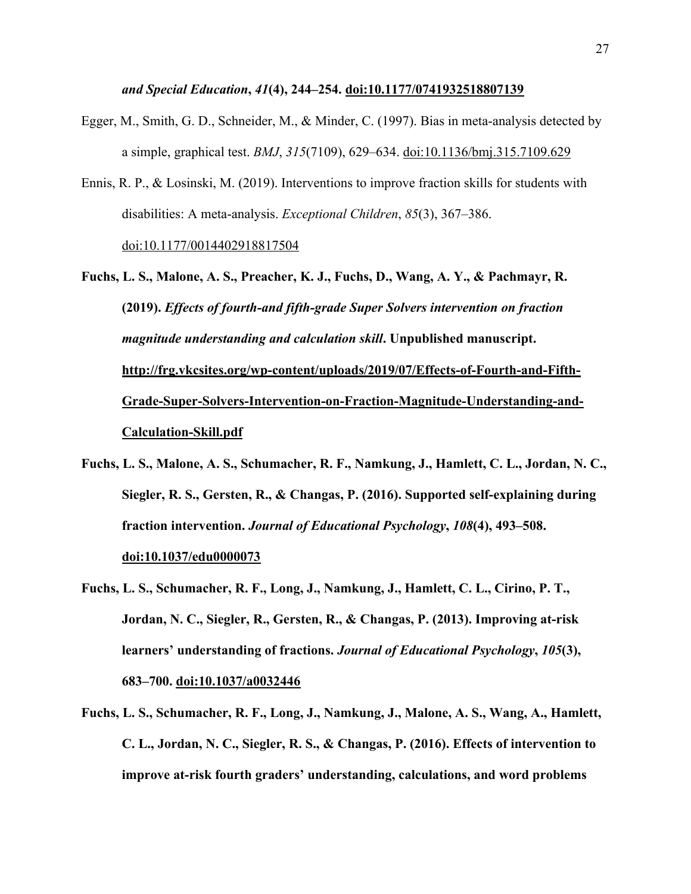***and Special Education*, *41*(4), 244–254. doi:10.1177/0741932518807139**

Egger, M., Smith, G. D., Schneider, M., & Minder, C. (1997). Bias in meta-analysis detected by a simple, graphical test. *BMJ*, *315*(7109), 629–634. doi:10.1136/bmj.315.7109.629

Ennis, R. P., & Losinski, M. (2019). Interventions to improve fraction skills for students with disabilities: A meta-analysis. *Exceptional Children*, *85*(3), 367–386. doi:10.1177/0014402918817504

**Fuchs, L. S., Malone, A. S., Preacher, K. J., Fuchs, D., Wang, A. Y., & Pachmayr, R. (2019). *Effects of fourth-and fifth-grade Super Solvers intervention on fraction magnitude understanding and calculation skill*. Unpublished manuscript. http://frg.vkcsites.org/wp-content/uploads/2019/07/Effects-of-Fourth-and-Fifth-Grade-Super-Solvers-Intervention-on-Fraction-Magnitude-Understanding-and-Calculation-Skill.pdf**

**Fuchs, L. S., Malone, A. S., Schumacher, R. F., Namkung, J., Hamlett, C. L., Jordan, N. C., Siegler, R. S., Gersten, R., & Changas, P. (2016). Supported self-explaining during fraction intervention. *Journal of Educational Psychology*, *108*(4), 493–508. doi:10.1037/edu0000073**

**Fuchs, L. S., Schumacher, R. F., Long, J., Namkung, J., Hamlett, C. L., Cirino, P. T., Jordan, N. C., Siegler, R., Gersten, R., & Changas, P. (2013). Improving at-risk learners' understanding of fractions. *Journal of Educational Psychology*, *105*(3), 683–700. doi:10.1037/a0032446**

**Fuchs, L. S., Schumacher, R. F., Long, J., Namkung, J., Malone, A. S., Wang, A., Hamlett, C. L., Jordan, N. C., Siegler, R. S., & Changas, P. (2016). Effects of intervention to improve at-risk fourth graders' understanding, calculations, and word problems**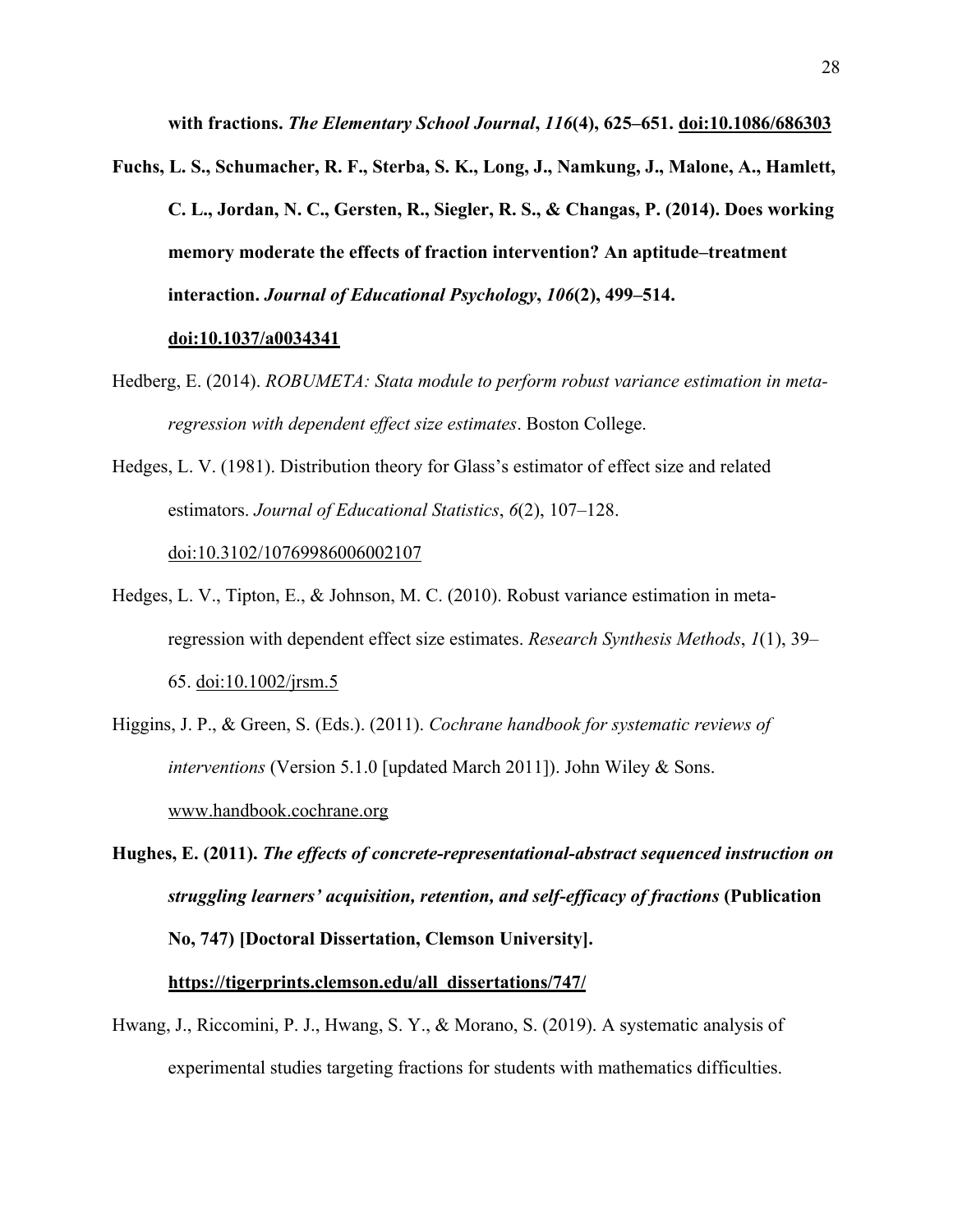**with fractions.** ***The Elementary School Journal*****,** ***116*****(4), 625–651. doi:10.1086/686303**

**Fuchs, L. S., Schumacher, R. F., Sterba, S. K., Long, J., Namkung, J., Malone, A., Hamlett, C. L., Jordan, N. C., Gersten, R., Siegler, R. S., & Changas, P. (2014). Does working memory moderate the effects of fraction intervention? An aptitude–treatment interaction.** ***Journal of Educational Psychology*****,** ***106*****(2), 499–514. doi:10.1037/a0034341**

Hedberg, E. (2014). *ROBUMETA: Stata module to perform robust variance estimation in meta-regression with dependent effect size estimates*. Boston College.

Hedges, L. V. (1981). Distribution theory for Glass's estimator of effect size and related estimators. *Journal of Educational Statistics*, *6*(2), 107–128. doi:10.3102/10769986006002107

Hedges, L. V., Tipton, E., & Johnson, M. C. (2010). Robust variance estimation in meta-regression with dependent effect size estimates. *Research Synthesis Methods*, *1*(1), 39–65. doi:10.1002/jrsm.5

Higgins, J. P., & Green, S. (Eds.). (2011). *Cochrane handbook for systematic reviews of interventions* (Version 5.1.0 [updated March 2011]). John Wiley & Sons. www.handbook.cochrane.org

**Hughes, E. (2011).** ***The effects of concrete-representational-abstract sequenced instruction on struggling learners' acquisition, retention, and self-efficacy of fractions*** **(Publication No, 747) [Doctoral Dissertation, Clemson University]. https://tigerprints.clemson.edu/all_dissertations/747/**

Hwang, J., Riccomini, P. J., Hwang, S. Y., & Morano, S. (2019). A systematic analysis of experimental studies targeting fractions for students with mathematics difficulties.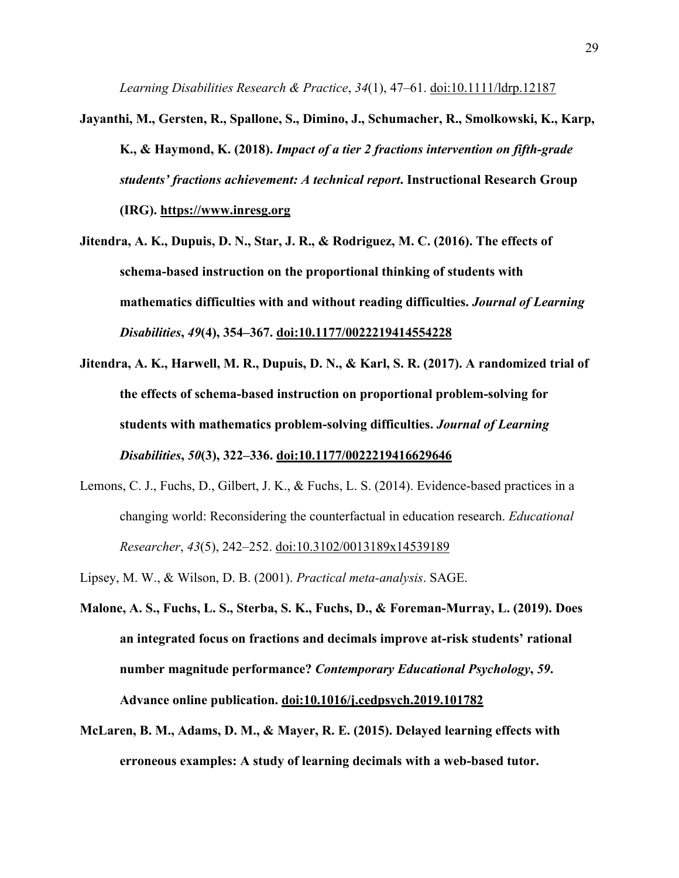*Learning Disabilities Research & Practice*, *34*(1), 47–61. doi:10.1111/ldrp.12187

**Jayanthi, M., Gersten, R., Spallone, S., Dimino, J., Schumacher, R., Smolkowski, K., Karp, K., & Haymond, K. (2018).** ***Impact of a tier 2 fractions intervention on fifth-grade students' fractions achievement: A technical report*****. Instructional Research Group (IRG). https://www.inresg.org**

**Jitendra, A. K., Dupuis, D. N., Star, J. R., & Rodriguez, M. C. (2016). The effects of schema-based instruction on the proportional thinking of students with mathematics difficulties with and without reading difficulties.** ***Journal of Learning Disabilities*****,** ***49*****(4), 354–367. doi:10.1177/0022219414554228**

**Jitendra, A. K., Harwell, M. R., Dupuis, D. N., & Karl, S. R. (2017). A randomized trial of the effects of schema-based instruction on proportional problem-solving for students with mathematics problem-solving difficulties.** ***Journal of Learning Disabilities*****,** ***50*****(3), 322–336. doi:10.1177/0022219416629646**

Lemons, C. J., Fuchs, D., Gilbert, J. K., & Fuchs, L. S. (2014). Evidence-based practices in a changing world: Reconsidering the counterfactual in education research. *Educational Researcher*, *43*(5), 242–252. doi:10.3102/0013189x14539189

Lipsey, M. W., & Wilson, D. B. (2001). *Practical meta-analysis*. SAGE.

**Malone, A. S., Fuchs, L. S., Sterba, S. K., Fuchs, D., & Foreman-Murray, L. (2019). Does an integrated focus on fractions and decimals improve at-risk students' rational number magnitude performance?** ***Contemporary Educational Psychology*****,** ***59*****. Advance online publication. doi:10.1016/j.cedpsych.2019.101782**

**McLaren, B. M., Adams, D. M., & Mayer, R. E. (2015). Delayed learning effects with erroneous examples: A study of learning decimals with a web-based tutor.**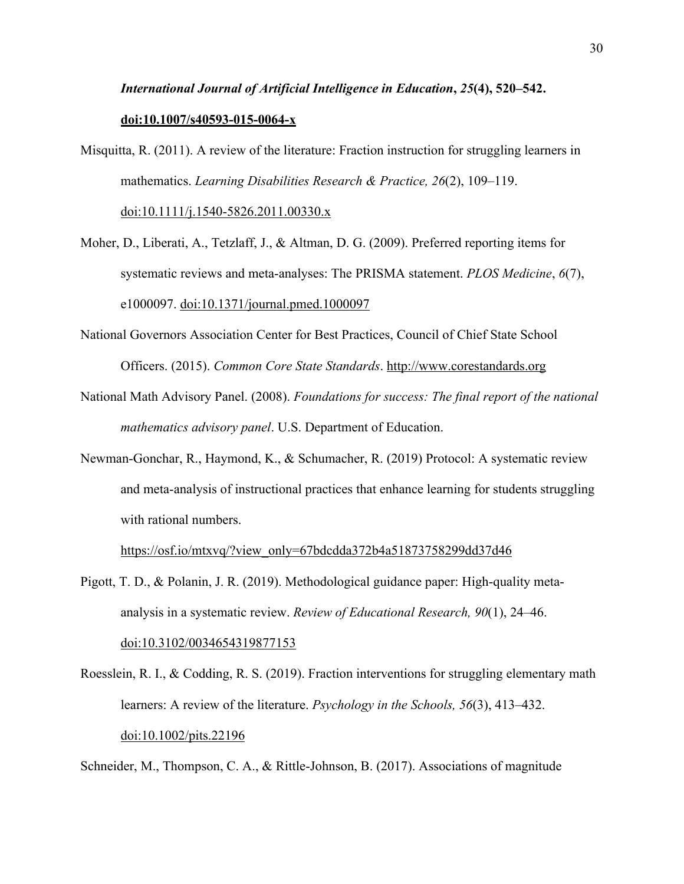***International Journal of Artificial Intelligence in Education*, *25*(4), 520–542. doi:10.1007/s40593-015-0064-x**

Misquitta, R. (2011). A review of the literature: Fraction instruction for struggling learners in mathematics. *Learning Disabilities Research & Practice, 26*(2), 109–119. doi:10.1111/j.1540-5826.2011.00330.x

Moher, D., Liberati, A., Tetzlaff, J., & Altman, D. G. (2009). Preferred reporting items for systematic reviews and meta-analyses: The PRISMA statement. *PLOS Medicine*, *6*(7), e1000097. doi:10.1371/journal.pmed.1000097

National Governors Association Center for Best Practices, Council of Chief State School Officers. (2015). *Common Core State Standards*. http://www.corestandards.org

National Math Advisory Panel. (2008). *Foundations for success: The final report of the national mathematics advisory panel*. U.S. Department of Education.

Newman-Gonchar, R., Haymond, K., & Schumacher, R. (2019) Protocol: A systematic review and meta-analysis of instructional practices that enhance learning for students struggling with rational numbers. https://osf.io/mtxvq/?view_only=67bdcdda372b4a51873758299dd37d46

Pigott, T. D., & Polanin, J. R. (2019). Methodological guidance paper: High-quality meta-analysis in a systematic review. *Review of Educational Research, 90*(1), 24–46. doi:10.3102/0034654319877153

Roesslein, R. I., & Codding, R. S. (2019). Fraction interventions for struggling elementary math learners: A review of the literature. *Psychology in the Schools, 56*(3), 413–432. doi:10.1002/pits.22196

Schneider, M., Thompson, C. A., & Rittle-Johnson, B. (2017). Associations of magnitude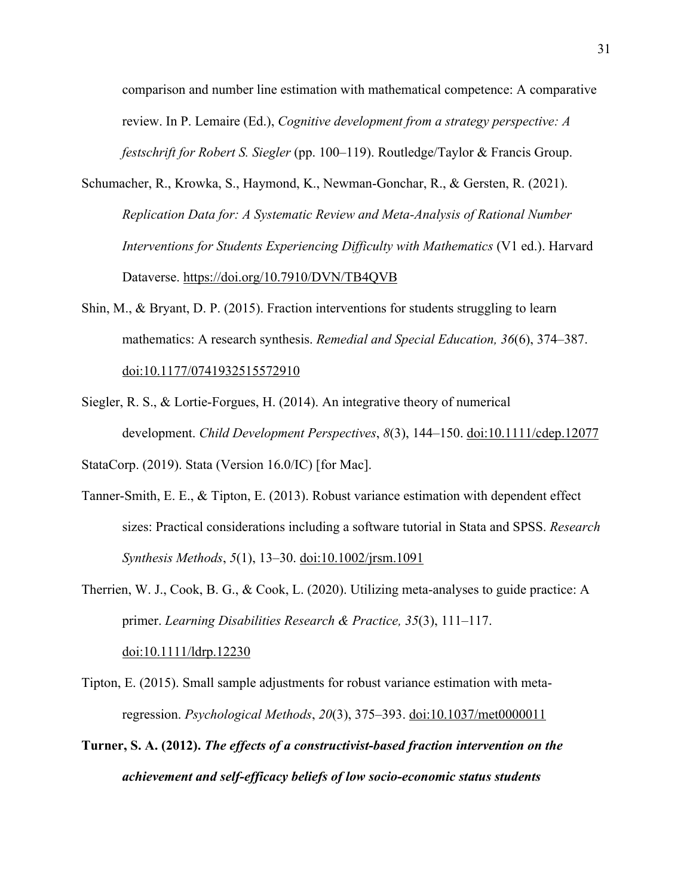comparison and number line estimation with mathematical competence: A comparative review. In P. Lemaire (Ed.), *Cognitive development from a strategy perspective: A festschrift for Robert S. Siegler* (pp. 100–119). Routledge/Taylor & Francis Group.

Schumacher, R., Krowka, S., Haymond, K., Newman-Gonchar, R., & Gersten, R. (2021). *Replication Data for: A Systematic Review and Meta-Analysis of Rational Number Interventions for Students Experiencing Difficulty with Mathematics* (V1 ed.). Harvard Dataverse. https://doi.org/10.7910/DVN/TB4QVB

Shin, M., & Bryant, D. P. (2015). Fraction interventions for students struggling to learn mathematics: A research synthesis. *Remedial and Special Education, 36*(6), 374–387. doi:10.1177/0741932515572910

Siegler, R. S., & Lortie-Forgues, H. (2014). An integrative theory of numerical development. *Child Development Perspectives*, *8*(3), 144–150. doi:10.1111/cdep.12077

StataCorp. (2019). Stata (Version 16.0/IC) [for Mac].

Tanner-Smith, E. E., & Tipton, E. (2013). Robust variance estimation with dependent effect sizes: Practical considerations including a software tutorial in Stata and SPSS. *Research Synthesis Methods*, *5*(1), 13–30. doi:10.1002/jrsm.1091

Therrien, W. J., Cook, B. G., & Cook, L. (2020). Utilizing meta-analyses to guide practice: A primer. *Learning Disabilities Research & Practice, 35*(3), 111–117. doi:10.1111/ldrp.12230

Tipton, E. (2015). Small sample adjustments for robust variance estimation with meta-regression. *Psychological Methods*, *20*(3), 375–393. doi:10.1037/met0000011

**Turner, S. A. (2012).** ***The effects of a constructivist-based fraction intervention on the achievement and self-efficacy beliefs of low socio-economic status students***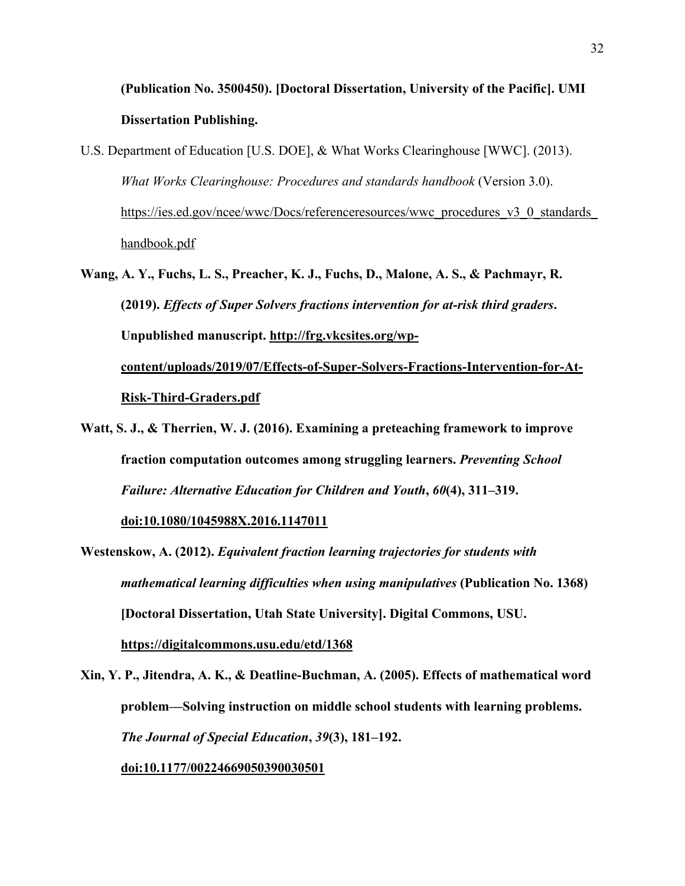**(Publication No. 3500450). [Doctoral Dissertation, University of the Pacific]. UMI Dissertation Publishing.**

U.S. Department of Education [U.S. DOE], & What Works Clearinghouse [WWC]. (2013). *What Works Clearinghouse: Procedures and standards handbook* (Version 3.0). https://ies.ed.gov/ncee/wwc/Docs/referenceresources/wwc_procedures_v3_0_standards_handbook.pdf

**Wang, A. Y., Fuchs, L. S., Preacher, K. J., Fuchs, D., Malone, A. S., & Pachmayr, R. (2019). *Effects of Super Solvers fractions intervention for at-risk third graders*. Unpublished manuscript. http://frg.vkcsites.org/wp-content/uploads/2019/07/Effects-of-Super-Solvers-Fractions-Intervention-for-At-Risk-Third-Graders.pdf**

**Watt, S. J., & Therrien, W. J. (2016). Examining a preteaching framework to improve fraction computation outcomes among struggling learners. *Preventing School Failure: Alternative Education for Children and Youth*, *60*(4), 311–319. doi:10.1080/1045988X.2016.1147011**

**Westenskow, A. (2012). *Equivalent fraction learning trajectories for students with mathematical learning difficulties when using manipulatives* (Publication No. 1368) [Doctoral Dissertation, Utah State University]. Digital Commons, USU. https://digitalcommons.usu.edu/etd/1368**

**Xin, Y. P., Jitendra, A. K., & Deatline-Buchman, A. (2005). Effects of mathematical word problem—Solving instruction on middle school students with learning problems. *The Journal of Special Education*, *39*(3), 181–192. doi:10.1177/00224669050390030501**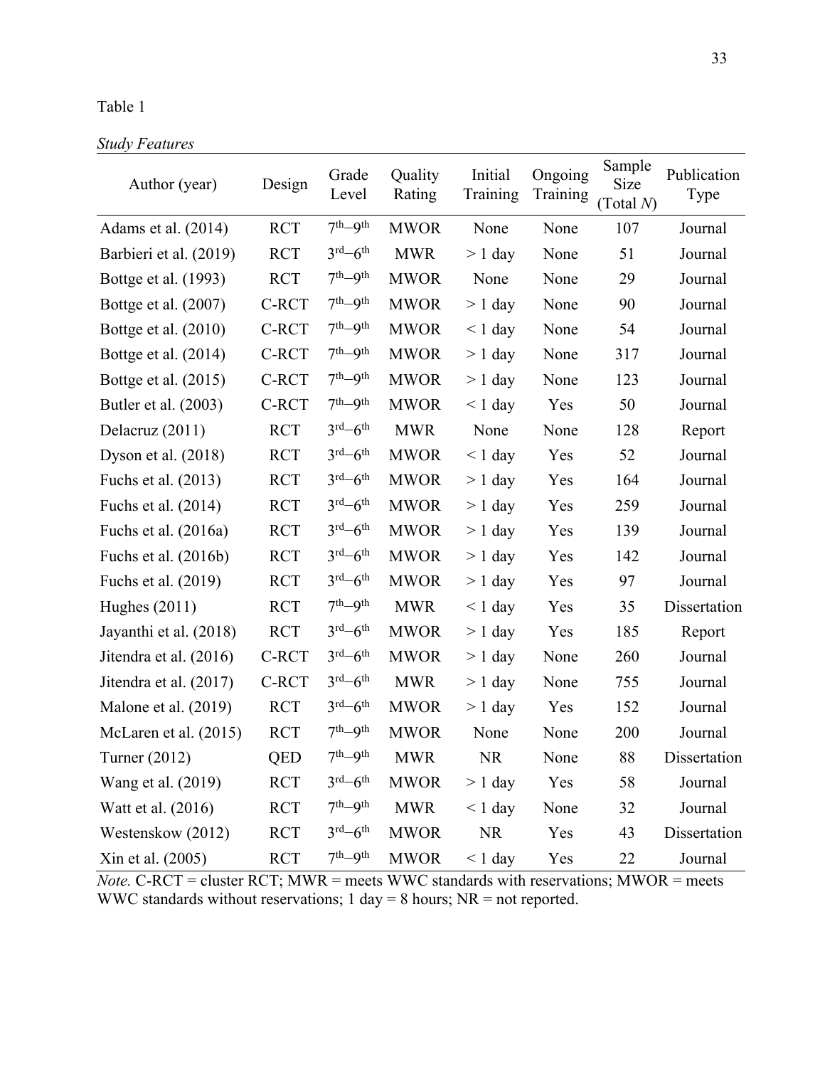Table 1

*Study Features*

| Author (year) | Design | Grade Level | Quality Rating | Initial Training | Ongoing Training | Sample Size (Total *N*) | Publication Type |
|---|---|---|---|---|---|---|---|
| Adams et al. (2014) | RCT | 7th–9th | MWOR | None | None | 107 | Journal |
| Barbieri et al. (2019) | RCT | 3rd–6th | MWR | > 1 day | None | 51 | Journal |
| Bottge et al. (1993) | RCT | 7th–9th | MWOR | None | None | 29 | Journal |
| Bottge et al. (2007) | C-RCT | 7th–9th | MWOR | > 1 day | None | 90 | Journal |
| Bottge et al. (2010) | C-RCT | 7th–9th | MWOR | < 1 day | None | 54 | Journal |
| Bottge et al. (2014) | C-RCT | 7th–9th | MWOR | > 1 day | None | 317 | Journal |
| Bottge et al. (2015) | C-RCT | 7th–9th | MWOR | > 1 day | None | 123 | Journal |
| Butler et al. (2003) | C-RCT | 7th–9th | MWOR | < 1 day | Yes | 50 | Journal |
| Delacruz (2011) | RCT | 3rd–6th | MWR | None | None | 128 | Report |
| Dyson et al. (2018) | RCT | 3rd–6th | MWOR | < 1 day | Yes | 52 | Journal |
| Fuchs et al. (2013) | RCT | 3rd–6th | MWOR | > 1 day | Yes | 164 | Journal |
| Fuchs et al. (2014) | RCT | 3rd–6th | MWOR | > 1 day | Yes | 259 | Journal |
| Fuchs et al. (2016a) | RCT | 3rd–6th | MWOR | > 1 day | Yes | 139 | Journal |
| Fuchs et al. (2016b) | RCT | 3rd–6th | MWOR | > 1 day | Yes | 142 | Journal |
| Fuchs et al. (2019) | RCT | 3rd–6th | MWOR | > 1 day | Yes | 97 | Journal |
| Hughes (2011) | RCT | 7th–9th | MWR | < 1 day | Yes | 35 | Dissertation |
| Jayanthi et al. (2018) | RCT | 3rd–6th | MWOR | > 1 day | Yes | 185 | Report |
| Jitendra et al. (2016) | C-RCT | 3rd–6th | MWOR | > 1 day | None | 260 | Journal |
| Jitendra et al. (2017) | C-RCT | 3rd–6th | MWR | > 1 day | None | 755 | Journal |
| Malone et al. (2019) | RCT | 3rd–6th | MWOR | > 1 day | Yes | 152 | Journal |
| McLaren et al. (2015) | RCT | 7th–9th | MWOR | None | None | 200 | Journal |
| Turner (2012) | QED | 7th–9th | MWR | NR | None | 88 | Dissertation |
| Wang et al. (2019) | RCT | 3rd–6th | MWOR | > 1 day | Yes | 58 | Journal |
| Watt et al. (2016) | RCT | 7th–9th | MWR | < 1 day | None | 32 | Journal |
| Westenskow (2012) | RCT | 3rd–6th | MWOR | NR | Yes | 43 | Dissertation |
| Xin et al. (2005) | RCT | 7th–9th | MWOR | < 1 day | Yes | 22 | Journal |

*Note.* C-RCT = cluster RCT; MWR = meets WWC standards with reservations; MWOR = meets WWC standards without reservations; 1 day = 8 hours; NR = not reported.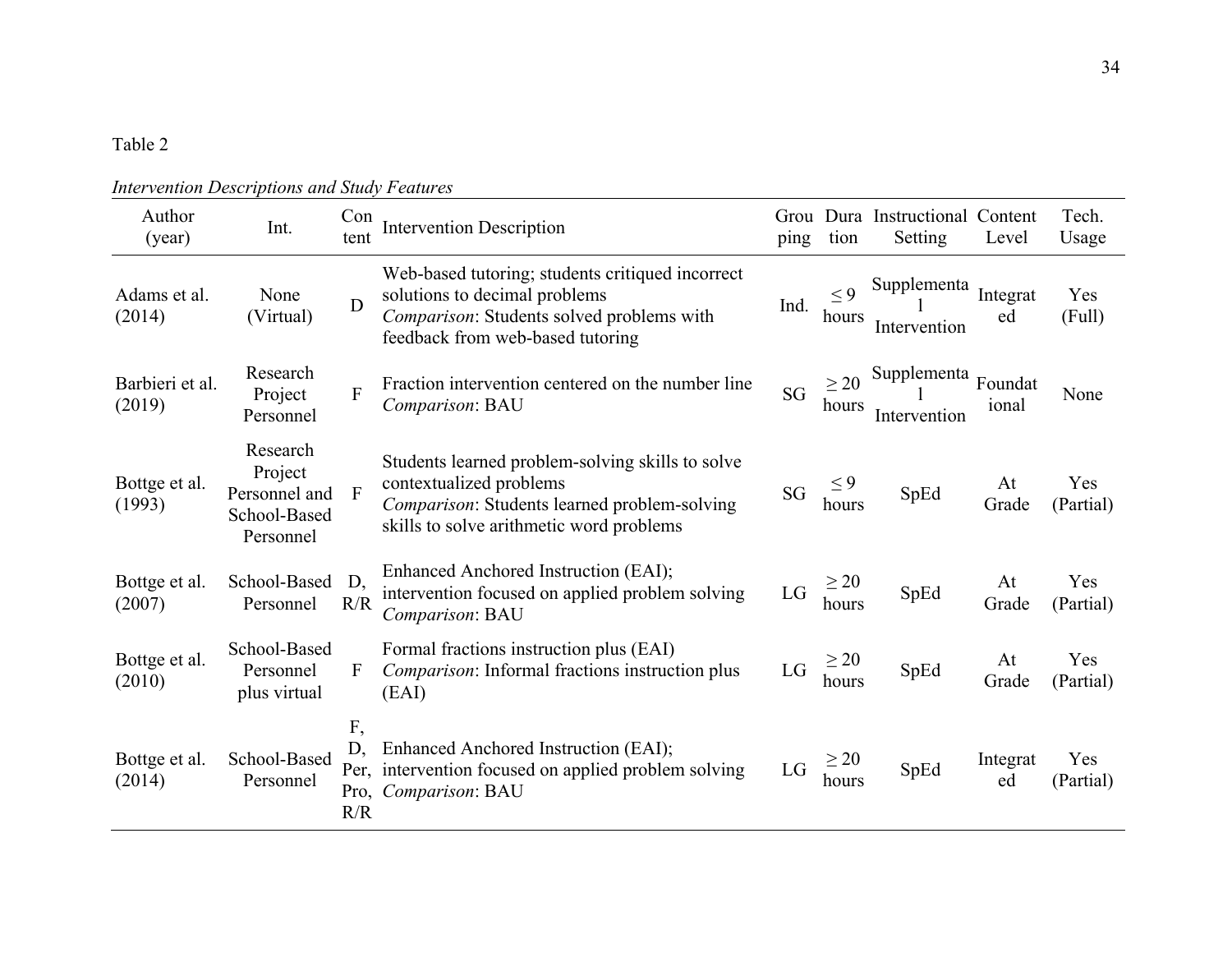Table 2

*Intervention Descriptions and Study Features*

| Author (year) | Int. | Content | Intervention Description | Grouping | Duration | Instructional Setting | Content Level | Tech. Usage |
|---|---|---|---|---|---|---|---|---|
| Adams et al. (2014) | None (Virtual) | D | Web-based tutoring; students critiqued incorrect solutions to decimal problems *Comparison*: Students solved problems with feedback from web-based tutoring | Ind. | ≤ 9 hours | Supplemental Intervention | Integrated | Yes (Full) |
| Barbieri et al. (2019) | Research Project Personnel | F | Fraction intervention centered on the number line *Comparison*: BAU | SG | ≥ 20 hours | Supplemental Intervention | Foundational | None |
| Bottge et al. (1993) | Research Project Personnel and School-Based Personnel | F | Students learned problem-solving skills to solve contextualized problems *Comparison*: Students learned problem-solving skills to solve arithmetic word problems | SG | ≤ 9 hours | SpEd | At Grade | Yes (Partial) |
| Bottge et al. (2007) | School-Based Personnel | D, R/R | Enhanced Anchored Instruction (EAI); intervention focused on applied problem solving *Comparison*: BAU | LG | ≥ 20 hours | SpEd | At Grade | Yes (Partial) |
| Bottge et al. (2010) | School-Based Personnel plus virtual | F | Formal fractions instruction plus (EAI) *Comparison*: Informal fractions instruction plus (EAI) | LG | ≥ 20 hours | SpEd | At Grade | Yes (Partial) |
| Bottge et al. (2014) | School-Based Personnel | F, D, Per, Pro, R/R | Enhanced Anchored Instruction (EAI); intervention focused on applied problem solving *Comparison*: BAU | LG | ≥ 20 hours | SpEd | Integrated | Yes (Partial) |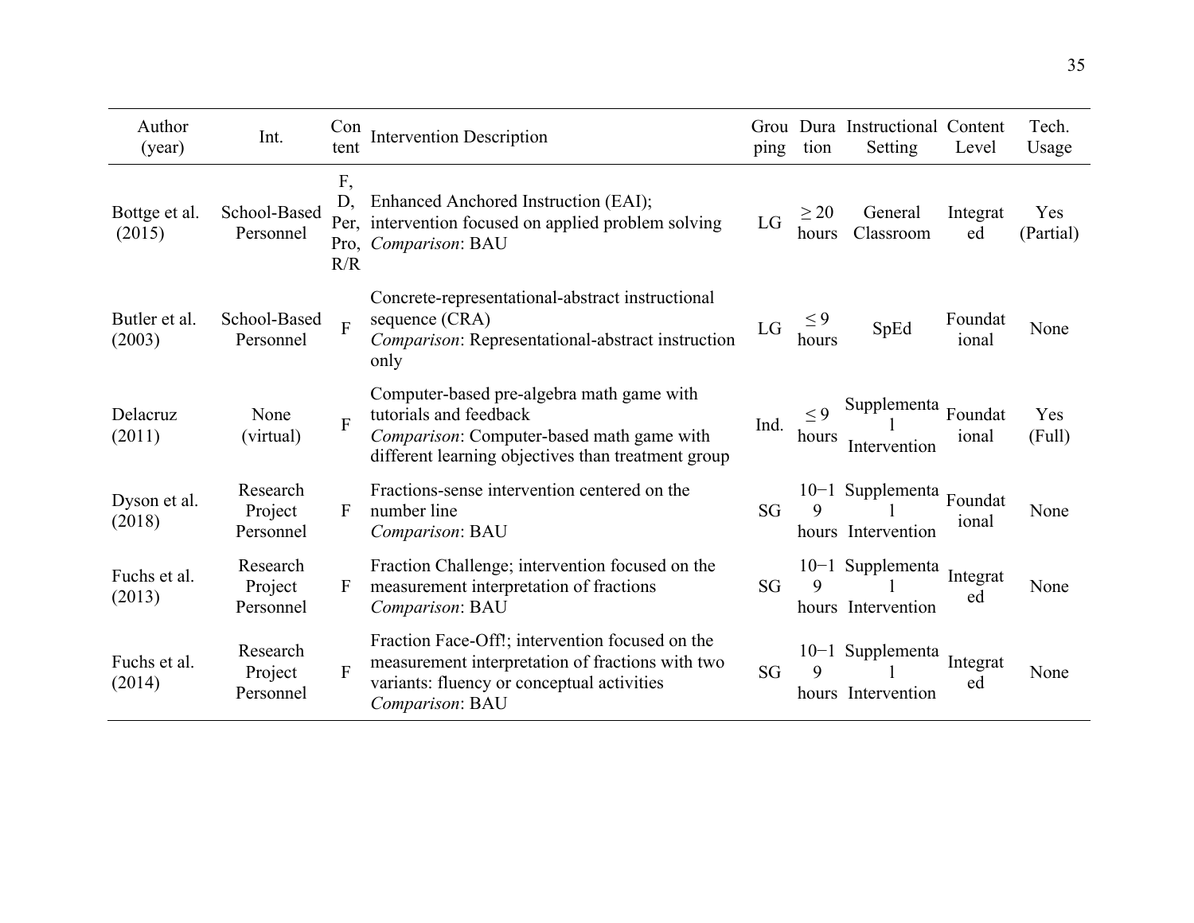| Author (year) | Int. | Content | Intervention Description | Grouping | Duration | Instructional Setting | Content Level | Tech. Usage |
|---|---|---|---|---|---|---|---|---|
| Bottge et al. (2015) | School-Based Personnel | F, D, Per, Pro, R/R | Enhanced Anchored Instruction (EAI); intervention focused on applied problem solving *Comparison*: BAU | LG | ≥ 20 hours | General Classroom | Integrated | Yes (Partial) |
| Butler et al. (2003) | School-Based Personnel | F | Concrete-representational-abstract instructional sequence (CRA) *Comparison*: Representational-abstract instruction only | LG | ≤ 9 hours | SpEd | Foundational | None |
| Delacruz (2011) | None (virtual) | F | Computer-based pre-algebra math game with tutorials and feedback *Comparison*: Computer-based math game with different learning objectives than treatment group | Ind. | ≤ 9 hours | Supplemental Intervention | Foundational | Yes (Full) |
| Dyson et al. (2018) | Research Project Personnel | F | Fractions-sense intervention centered on the number line *Comparison*: BAU | SG | 10−19 hours | Supplemental Intervention | Foundational | None |
| Fuchs et al. (2013) | Research Project Personnel | F | Fraction Challenge; intervention focused on the measurement interpretation of fractions *Comparison*: BAU | SG | 10−19 hours | Supplemental Intervention | Integrated | None |
| Fuchs et al. (2014) | Research Project Personnel | F | Fraction Face-Off!; intervention focused on the measurement interpretation of fractions with two variants: fluency or conceptual activities *Comparison*: BAU | SG | 10−19 hours | Supplemental Intervention | Integrated | None |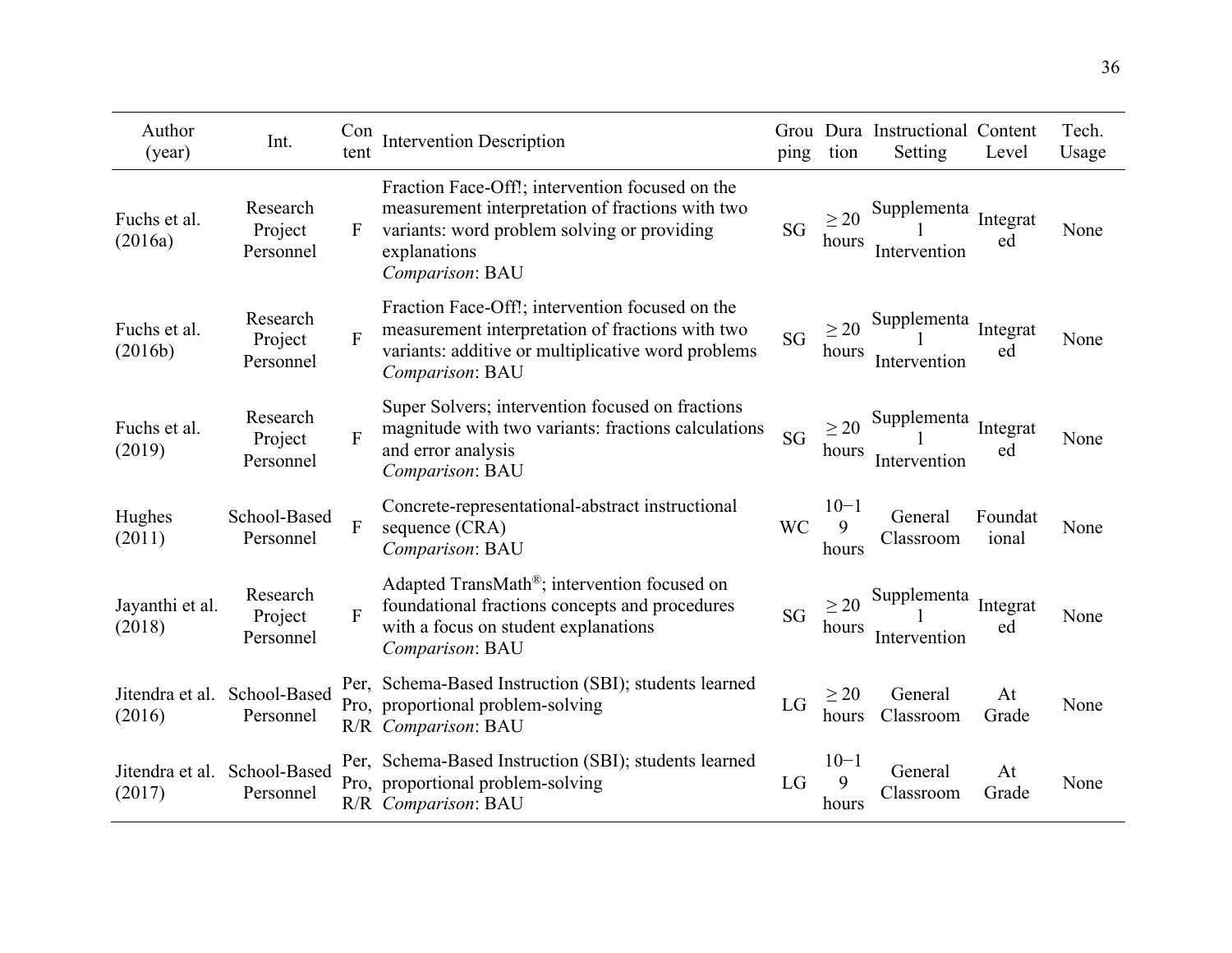| Author (year) | Int. | Content | Intervention Description | Grouping | Duration | Instructional Setting | Content Level | Tech. Usage |
|---|---|---|---|---|---|---|---|---|
| Fuchs et al. (2016a) | Research Project Personnel | F | Fraction Face-Off!; intervention focused on the measurement interpretation of fractions with two variants: word problem solving or providing explanations *Comparison*: BAU | SG | ≥ 20 hours | Supplemental Intervention | Integrated | None |
| Fuchs et al. (2016b) | Research Project Personnel | F | Fraction Face-Off!; intervention focused on the measurement interpretation of fractions with two variants: additive or multiplicative word problems *Comparison*: BAU | SG | ≥ 20 hours | Supplemental Intervention | Integrated | None |
| Fuchs et al. (2019) | Research Project Personnel | F | Super Solvers; intervention focused on fractions magnitude with two variants: fractions calculations and error analysis *Comparison*: BAU | SG | ≥ 20 hours | Supplemental Intervention | Integrated | None |
| Hughes (2011) | School-Based Personnel | F | Concrete-representational-abstract instructional sequence (CRA) *Comparison*: BAU | WC | 10−19 hours | General Classroom | Foundational | None |
| Jayanthi et al. (2018) | Research Project Personnel | F | Adapted TransMath®; intervention focused on foundational fractions concepts and procedures with a focus on student explanations *Comparison*: BAU | SG | ≥ 20 hours | Supplemental Intervention | Integrated | None |
| Jitendra et al. (2016) | School-Based Personnel | Per, Pro, R/R | Schema-Based Instruction (SBI); students learned proportional problem-solving *Comparison*: BAU | LG | ≥ 20 hours | General Classroom | At Grade | None |
| Jitendra et al. (2017) | School-Based Personnel | Per, Pro, R/R | Schema-Based Instruction (SBI); students learned proportional problem-solving *Comparison*: BAU | LG | 10−19 hours | General Classroom | At Grade | None |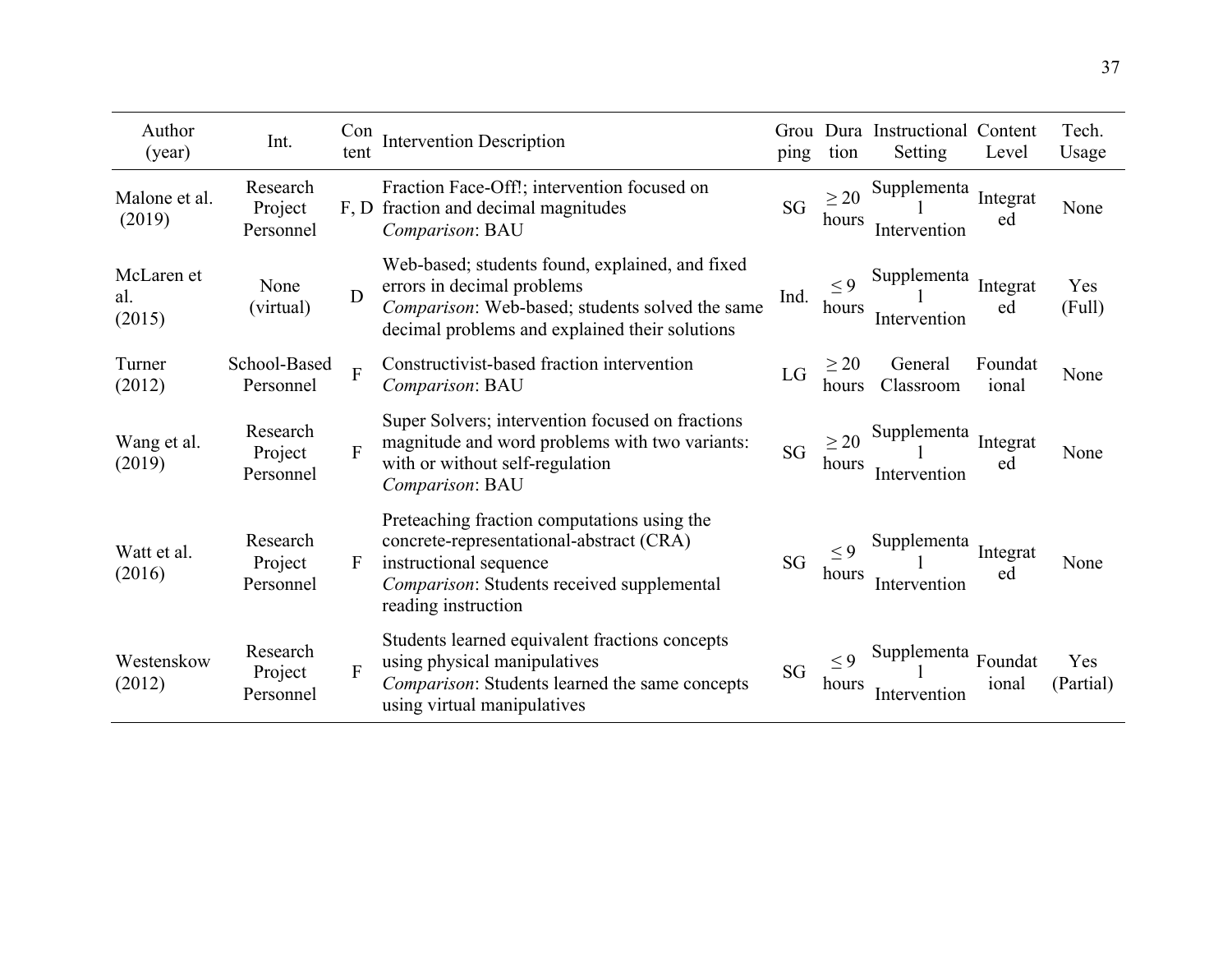| Author (year) | Int. | Content | Intervention Description | Grouping | Duration | Instructional Setting | Content Level | Tech. Usage |
|---|---|---|---|---|---|---|---|---|
| Malone et al. (2019) | Research Project Personnel | F, D | Fraction Face-Off!; intervention focused on fraction and decimal magnitudes *Comparison*: BAU | SG | ≥ 20 hours | Supplemental Intervention | Integrated | None |
| McLaren et al. (2015) | None (virtual) | D | Web-based; students found, explained, and fixed errors in decimal problems *Comparison*: Web-based; students solved the same decimal problems and explained their solutions | Ind. | ≤ 9 hours | Supplemental Intervention | Integrated | Yes (Full) |
| Turner (2012) | School-Based Personnel | F | Constructivist-based fraction intervention *Comparison*: BAU | LG | ≥ 20 hours | General Classroom | Foundational | None |
| Wang et al. (2019) | Research Project Personnel | F | Super Solvers; intervention focused on fractions magnitude and word problems with two variants: with or without self-regulation *Comparison*: BAU | SG | ≥ 20 hours | Supplemental Intervention | Integrated | None |
| Watt et al. (2016) | Research Project Personnel | F | Preteaching fraction computations using the concrete-representational-abstract (CRA) instructional sequence *Comparison*: Students received supplemental reading instruction | SG | ≤ 9 hours | Supplemental Intervention | Integrated | None |
| Westenskow (2012) | Research Project Personnel | F | Students learned equivalent fractions concepts using physical manipulatives *Comparison*: Students learned the same concepts using virtual manipulatives | SG | ≤ 9 hours | Supplemental Intervention | Foundational | Yes (Partial) |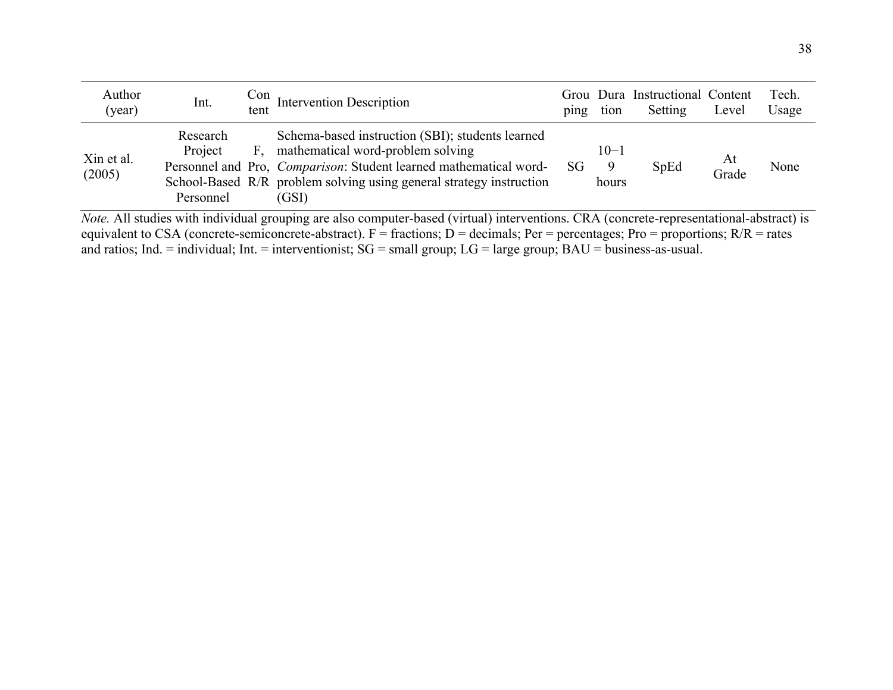| Author (year) | Int. | Content | Intervention Description | Grouping | Duration | Instructional Setting | Content Level | Tech. Usage |
|---|---|---|---|---|---|---|---|---|
| Xin et al. (2005) | Research Project Personnel and School-Based Personnel | F, Pro, R/R | Schema-based instruction (SBI); students learned mathematical word-problem solving *Comparison*: Student learned mathematical word-problem solving using general strategy instruction (GSI) | SG | 10−19 hours | SpEd | At Grade | None |

*Note.* All studies with individual grouping are also computer-based (virtual) interventions. CRA (concrete-representational-abstract) is equivalent to CSA (concrete-semiconcrete-abstract). F = fractions; D = decimals; Per = percentages; Pro = proportions; R/R = rates and ratios; Ind. = individual; Int. = interventionist; SG = small group; LG = large group; BAU = business-as-usual.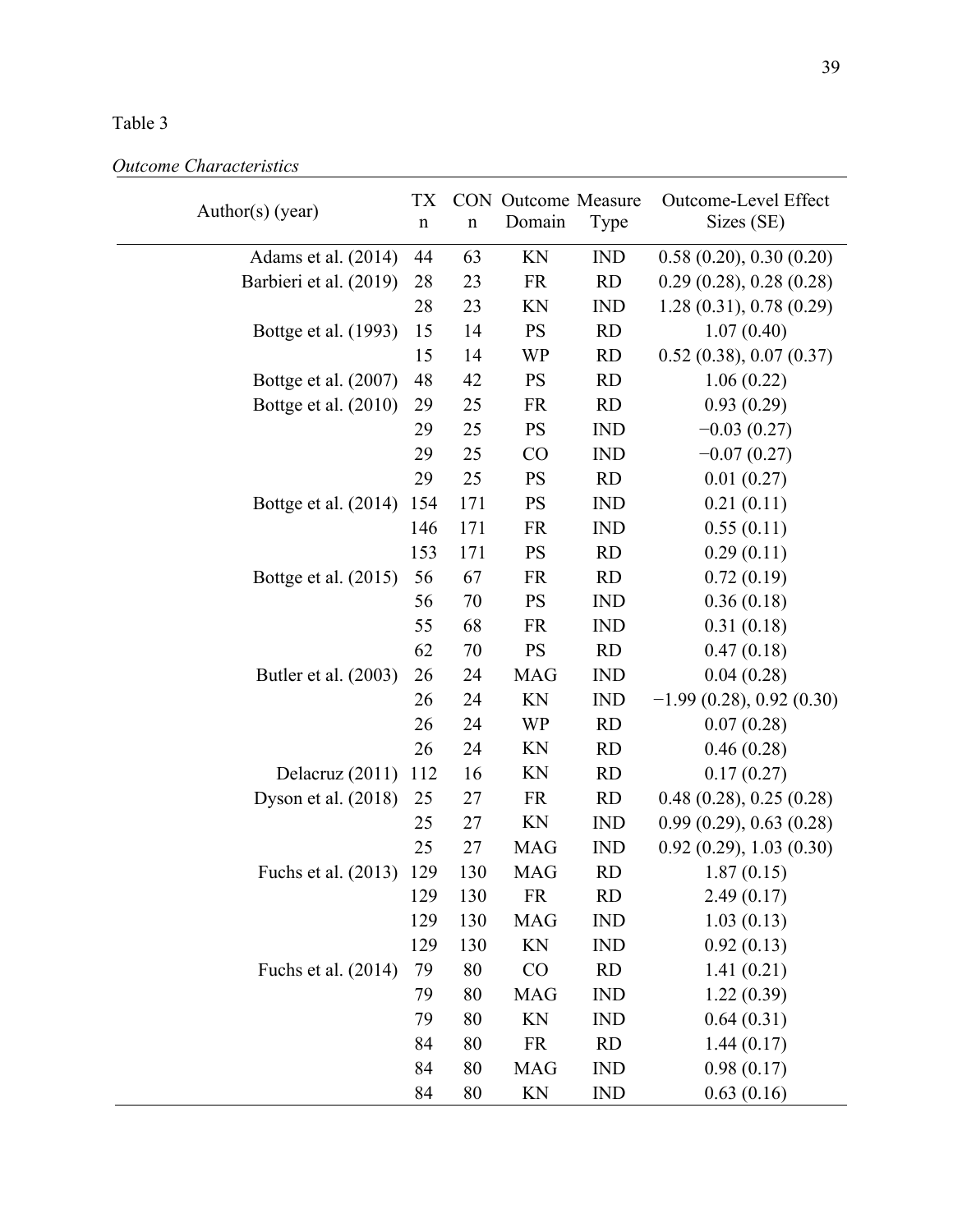Table 3

*Outcome Characteristics*

| Author(s) (year) | TX n | CON n | Outcome Domain | Measure Type | Outcome-Level Effect Sizes (SE) |
|---|---|---|---|---|---|
| Adams et al. (2014) | 44 | 63 | KN | IND | 0.58 (0.20), 0.30 (0.20) |
| Barbieri et al. (2019) | 28 | 23 | FR | RD | 0.29 (0.28), 0.28 (0.28) |
| | 28 | 23 | KN | IND | 1.28 (0.31), 0.78 (0.29) |
| Bottge et al. (1993) | 15 | 14 | PS | RD | 1.07 (0.40) |
| | 15 | 14 | WP | RD | 0.52 (0.38), 0.07 (0.37) |
| Bottge et al. (2007) | 48 | 42 | PS | RD | 1.06 (0.22) |
| Bottge et al. (2010) | 29 | 25 | FR | RD | 0.93 (0.29) |
| | 29 | 25 | PS | IND | −0.03 (0.27) |
| | 29 | 25 | CO | IND | −0.07 (0.27) |
| | 29 | 25 | PS | RD | 0.01 (0.27) |
| Bottge et al. (2014) | 154 | 171 | PS | IND | 0.21 (0.11) |
| | 146 | 171 | FR | IND | 0.55 (0.11) |
| | 153 | 171 | PS | RD | 0.29 (0.11) |
| Bottge et al. (2015) | 56 | 67 | FR | RD | 0.72 (0.19) |
| | 56 | 70 | PS | IND | 0.36 (0.18) |
| | 55 | 68 | FR | IND | 0.31 (0.18) |
| | 62 | 70 | PS | RD | 0.47 (0.18) |
| Butler et al. (2003) | 26 | 24 | MAG | IND | 0.04 (0.28) |
| | 26 | 24 | KN | IND | −1.99 (0.28), 0.92 (0.30) |
| | 26 | 24 | WP | RD | 0.07 (0.28) |
| | 26 | 24 | KN | RD | 0.46 (0.28) |
| Delacruz (2011) | 112 | 16 | KN | RD | 0.17 (0.27) |
| Dyson et al. (2018) | 25 | 27 | FR | RD | 0.48 (0.28), 0.25 (0.28) |
| | 25 | 27 | KN | IND | 0.99 (0.29), 0.63 (0.28) |
| | 25 | 27 | MAG | IND | 0.92 (0.29), 1.03 (0.30) |
| Fuchs et al. (2013) | 129 | 130 | MAG | RD | 1.87 (0.15) |
| | 129 | 130 | FR | RD | 2.49 (0.17) |
| | 129 | 130 | MAG | IND | 1.03 (0.13) |
| | 129 | 130 | KN | IND | 0.92 (0.13) |
| Fuchs et al. (2014) | 79 | 80 | CO | RD | 1.41 (0.21) |
| | 79 | 80 | MAG | IND | 1.22 (0.39) |
| | 79 | 80 | KN | IND | 0.64 (0.31) |
| | 84 | 80 | FR | RD | 1.44 (0.17) |
| | 84 | 80 | MAG | IND | 0.98 (0.17) |
| | 84 | 80 | KN | IND | 0.63 (0.16) |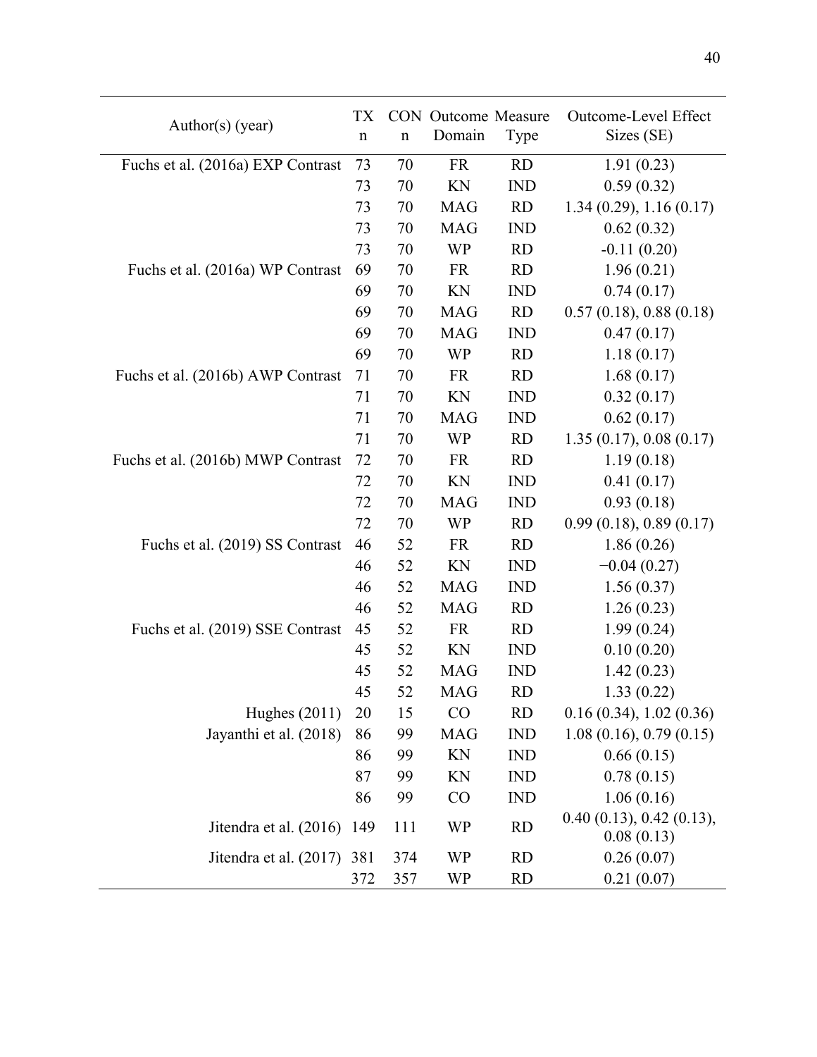| Author(s) (year) | TX n | CON n | Outcome Domain | Measure Type | Outcome-Level Effect Sizes (SE) |
|---|---|---|---|---|---|
| Fuchs et al. (2016a) EXP Contrast | 73 | 70 | FR | RD | 1.91 (0.23) |
| | 73 | 70 | KN | IND | 0.59 (0.32) |
| | 73 | 70 | MAG | RD | 1.34 (0.29), 1.16 (0.17) |
| | 73 | 70 | MAG | IND | 0.62 (0.32) |
| | 73 | 70 | WP | RD | -0.11 (0.20) |
| Fuchs et al. (2016a) WP Contrast | 69 | 70 | FR | RD | 1.96 (0.21) |
| | 69 | 70 | KN | IND | 0.74 (0.17) |
| | 69 | 70 | MAG | RD | 0.57 (0.18), 0.88 (0.18) |
| | 69 | 70 | MAG | IND | 0.47 (0.17) |
| | 69 | 70 | WP | RD | 1.18 (0.17) |
| Fuchs et al. (2016b) AWP Contrast | 71 | 70 | FR | RD | 1.68 (0.17) |
| | 71 | 70 | KN | IND | 0.32 (0.17) |
| | 71 | 70 | MAG | IND | 0.62 (0.17) |
| | 71 | 70 | WP | RD | 1.35 (0.17), 0.08 (0.17) |
| Fuchs et al. (2016b) MWP Contrast | 72 | 70 | FR | RD | 1.19 (0.18) |
| | 72 | 70 | KN | IND | 0.41 (0.17) |
| | 72 | 70 | MAG | IND | 0.93 (0.18) |
| | 72 | 70 | WP | RD | 0.99 (0.18), 0.89 (0.17) |
| Fuchs et al. (2019) SS Contrast | 46 | 52 | FR | RD | 1.86 (0.26) |
| | 46 | 52 | KN | IND | −0.04 (0.27) |
| | 46 | 52 | MAG | IND | 1.56 (0.37) |
| | 46 | 52 | MAG | RD | 1.26 (0.23) |
| Fuchs et al. (2019) SSE Contrast | 45 | 52 | FR | RD | 1.99 (0.24) |
| | 45 | 52 | KN | IND | 0.10 (0.20) |
| | 45 | 52 | MAG | IND | 1.42 (0.23) |
| | 45 | 52 | MAG | RD | 1.33 (0.22) |
| Hughes (2011) | 20 | 15 | CO | RD | 0.16 (0.34), 1.02 (0.36) |
| Jayanthi et al. (2018) | 86 | 99 | MAG | IND | 1.08 (0.16), 0.79 (0.15) |
| | 86 | 99 | KN | IND | 0.66 (0.15) |
| | 87 | 99 | KN | IND | 0.78 (0.15) |
| | 86 | 99 | CO | IND | 1.06 (0.16) |
| Jitendra et al. (2016) | 149 | 111 | WP | RD | 0.40 (0.13), 0.42 (0.13), 0.08 (0.13) |
| Jitendra et al. (2017) | 381 | 374 | WP | RD | 0.26 (0.07) |
| | 372 | 357 | WP | RD | 0.21 (0.07) |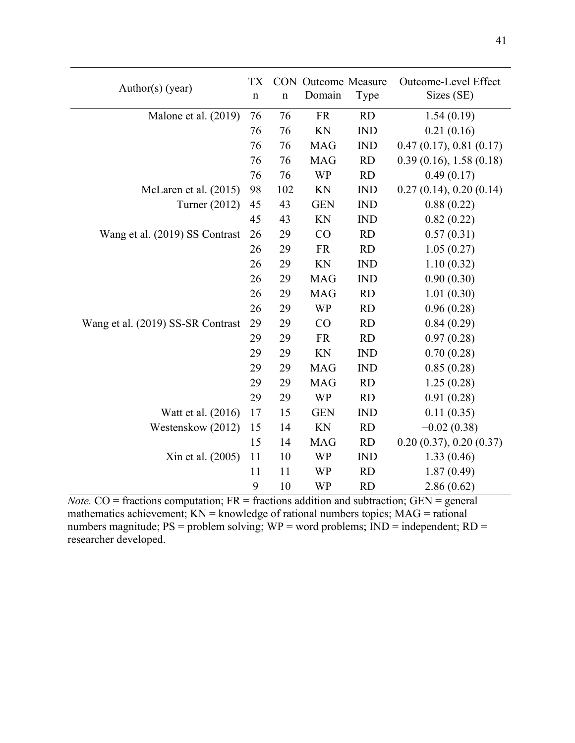| Author(s) (year) | TX n | CON n | Outcome Domain | Measure Type | Outcome-Level Effect Sizes (SE) |
|---|---|---|---|---|---|
| Malone et al. (2019) | 76 | 76 | FR | RD | 1.54 (0.19) |
| | 76 | 76 | KN | IND | 0.21 (0.16) |
| | 76 | 76 | MAG | IND | 0.47 (0.17), 0.81 (0.17) |
| | 76 | 76 | MAG | RD | 0.39 (0.16), 1.58 (0.18) |
| | 76 | 76 | WP | RD | 0.49 (0.17) |
| McLaren et al. (2015) | 98 | 102 | KN | IND | 0.27 (0.14), 0.20 (0.14) |
| Turner (2012) | 45 | 43 | GEN | IND | 0.88 (0.22) |
| | 45 | 43 | KN | IND | 0.82 (0.22) |
| Wang et al. (2019) SS Contrast | 26 | 29 | CO | RD | 0.57 (0.31) |
| | 26 | 29 | FR | RD | 1.05 (0.27) |
| | 26 | 29 | KN | IND | 1.10 (0.32) |
| | 26 | 29 | MAG | IND | 0.90 (0.30) |
| | 26 | 29 | MAG | RD | 1.01 (0.30) |
| | 26 | 29 | WP | RD | 0.96 (0.28) |
| Wang et al. (2019) SS-SR Contrast | 29 | 29 | CO | RD | 0.84 (0.29) |
| | 29 | 29 | FR | RD | 0.97 (0.28) |
| | 29 | 29 | KN | IND | 0.70 (0.28) |
| | 29 | 29 | MAG | IND | 0.85 (0.28) |
| | 29 | 29 | MAG | RD | 1.25 (0.28) |
| | 29 | 29 | WP | RD | 0.91 (0.28) |
| Watt et al. (2016) | 17 | 15 | GEN | IND | 0.11 (0.35) |
| Westenskow (2012) | 15 | 14 | KN | RD | −0.02 (0.38) |
| | 15 | 14 | MAG | RD | 0.20 (0.37), 0.20 (0.37) |
| Xin et al. (2005) | 11 | 10 | WP | IND | 1.33 (0.46) |
| | 11 | 11 | WP | RD | 1.87 (0.49) |
| | 9 | 10 | WP | RD | 2.86 (0.62) |

*Note.* CO = fractions computation; FR = fractions addition and subtraction; GEN = general mathematics achievement; KN = knowledge of rational numbers topics; MAG = rational numbers magnitude; PS = problem solving; WP = word problems; IND = independent; RD = researcher developed.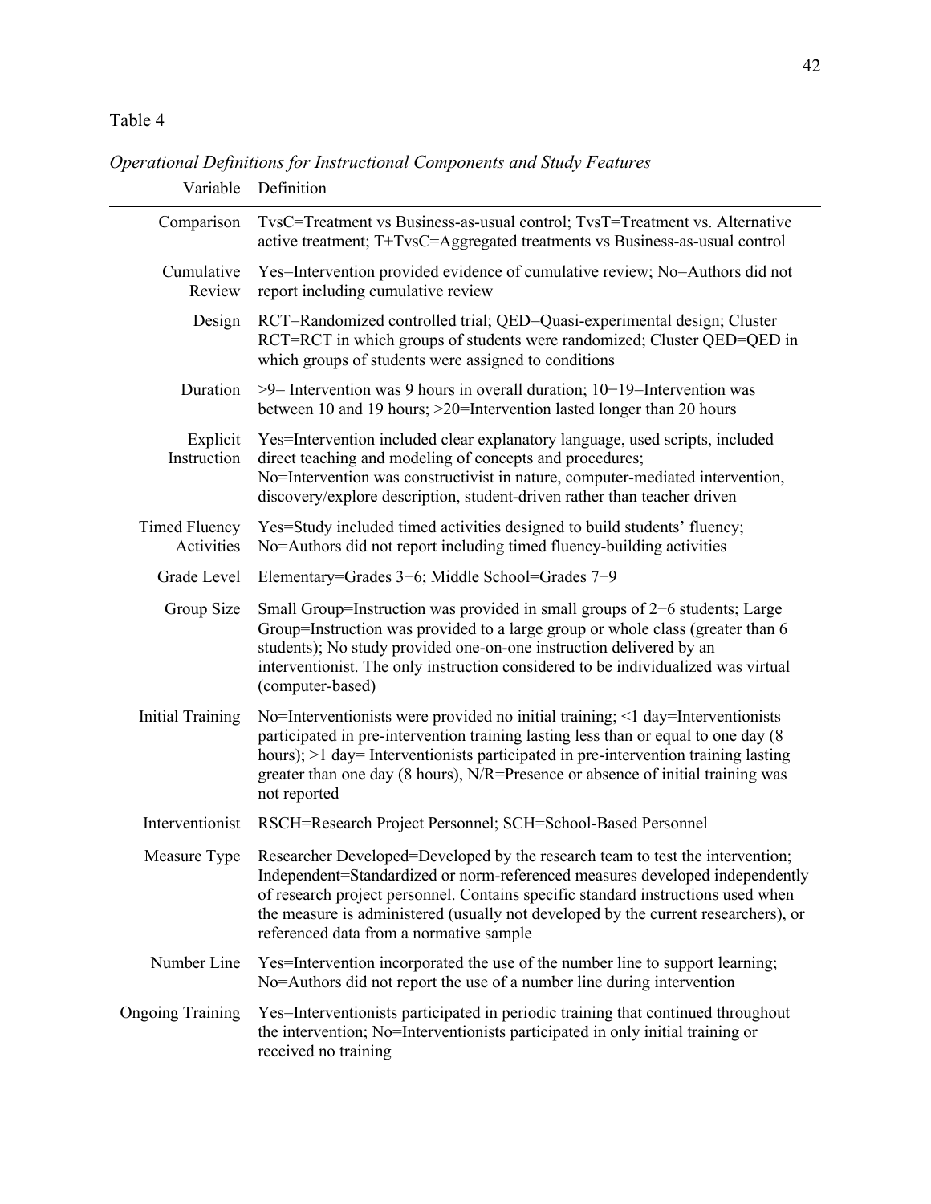Table 4

*Operational Definitions for Instructional Components and Study Features*

| Variable | Definition |
|---|---|
| Comparison | TvsC=Treatment vs Business-as-usual control; TvsT=Treatment vs. Alternative active treatment; T+TvsC=Aggregated treatments vs Business-as-usual control |
| Cumulative Review | Yes=Intervention provided evidence of cumulative review; No=Authors did not report including cumulative review |
| Design | RCT=Randomized controlled trial; QED=Quasi-experimental design; Cluster RCT=RCT in which groups of students were randomized; Cluster QED=QED in which groups of students were assigned to conditions |
| Duration | >9= Intervention was 9 hours in overall duration; 10−19=Intervention was between 10 and 19 hours; >20=Intervention lasted longer than 20 hours |
| Explicit Instruction | Yes=Intervention included clear explanatory language, used scripts, included direct teaching and modeling of concepts and procedures; No=Intervention was constructivist in nature, computer-mediated intervention, discovery/explore description, student-driven rather than teacher driven |
| Timed Fluency Activities | Yes=Study included timed activities designed to build students' fluency; No=Authors did not report including timed fluency-building activities |
| Grade Level | Elementary=Grades 3−6; Middle School=Grades 7−9 |
| Group Size | Small Group=Instruction was provided in small groups of 2−6 students; Large Group=Instruction was provided to a large group or whole class (greater than 6 students); No study provided one-on-one instruction delivered by an interventionist. The only instruction considered to be individualized was virtual (computer-based) |
| Initial Training | No=Interventionists were provided no initial training; <1 day=Interventionists participated in pre-intervention training lasting less than or equal to one day (8 hours); >1 day= Interventionists participated in pre-intervention training lasting greater than one day (8 hours), N/R=Presence or absence of initial training was not reported |
| Interventionist | RSCH=Research Project Personnel; SCH=School-Based Personnel |
| Measure Type | Researcher Developed=Developed by the research team to test the intervention; Independent=Standardized or norm-referenced measures developed independently of research project personnel. Contains specific standard instructions used when the measure is administered (usually not developed by the current researchers), or referenced data from a normative sample |
| Number Line | Yes=Intervention incorporated the use of the number line to support learning; No=Authors did not report the use of a number line during intervention |
| Ongoing Training | Yes=Interventionists participated in periodic training that continued throughout the intervention; No=Interventionists participated in only initial training or received no training |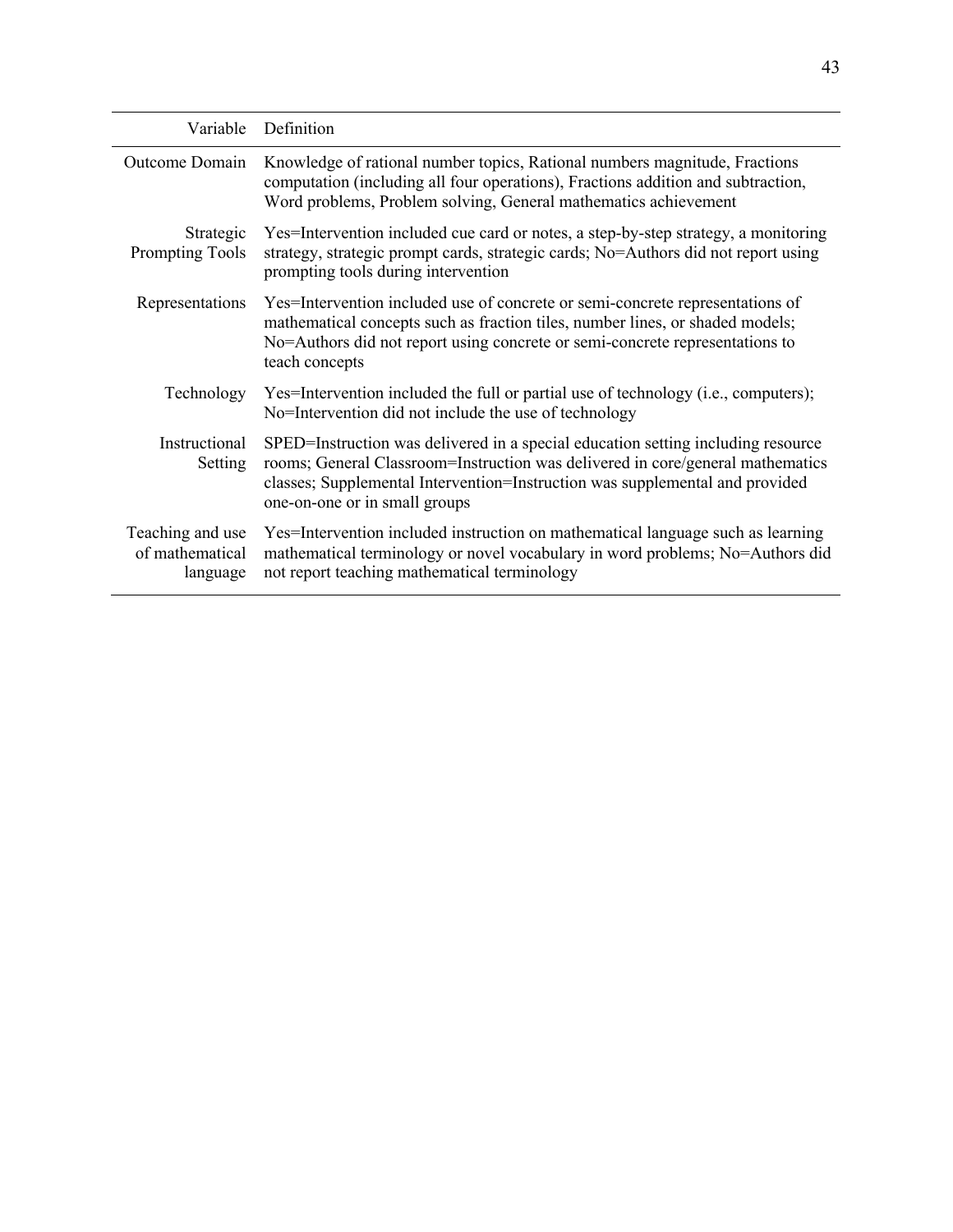| Variable | Definition |
|---|---|
| Outcome Domain | Knowledge of rational number topics, Rational numbers magnitude, Fractions computation (including all four operations), Fractions addition and subtraction, Word problems, Problem solving, General mathematics achievement |
| Strategic Prompting Tools | Yes=Intervention included cue card or notes, a step-by-step strategy, a monitoring strategy, strategic prompt cards, strategic cards; No=Authors did not report using prompting tools during intervention |
| Representations | Yes=Intervention included use of concrete or semi-concrete representations of mathematical concepts such as fraction tiles, number lines, or shaded models; No=Authors did not report using concrete or semi-concrete representations to teach concepts |
| Technology | Yes=Intervention included the full or partial use of technology (i.e., computers); No=Intervention did not include the use of technology |
| Instructional Setting | SPED=Instruction was delivered in a special education setting including resource rooms; General Classroom=Instruction was delivered in core/general mathematics classes; Supplemental Intervention=Instruction was supplemental and provided one-on-one or in small groups |
| Teaching and use of mathematical language | Yes=Intervention included instruction on mathematical language such as learning mathematical terminology or novel vocabulary in word problems; No=Authors did not report teaching mathematical terminology |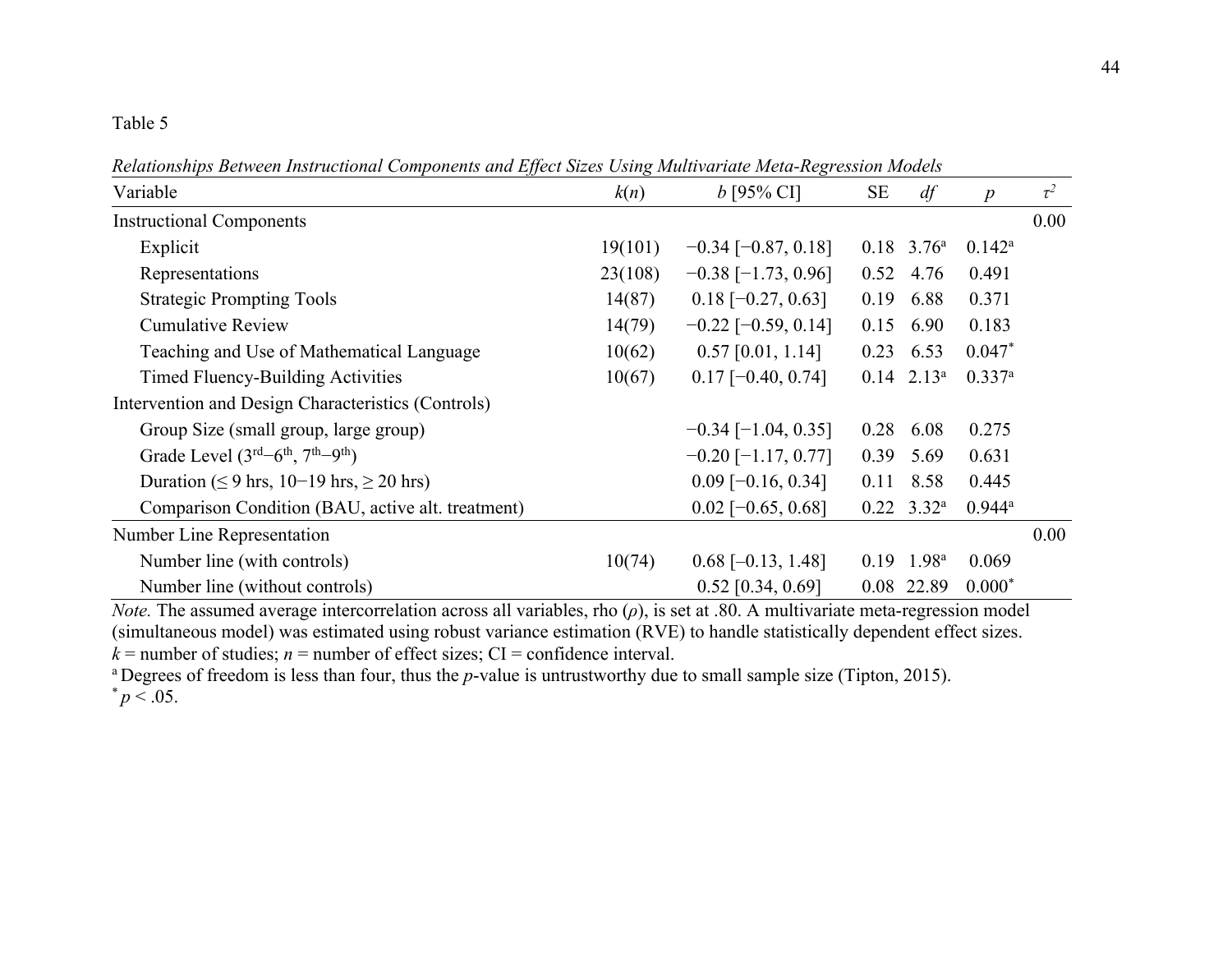Table 5

*Relationships Between Instructional Components and Effect Sizes Using Multivariate Meta-Regression Models*

| Variable | *k*(*n*) | *b* [95% CI] | SE | *df* | *p* | $\tau^2$ |
|---|---|---|---|---|---|---|
| Instructional Components | | | | | | 0.00 |
| Explicit | 19(101) | −0.34 [−0.87, 0.18] | 0.18 | 3.76[a] | 0.142[a] | |
| Representations | 23(108) | −0.38 [−1.73, 0.96] | 0.52 | 4.76 | 0.491 | |
| Strategic Prompting Tools | 14(87) | 0.18 [−0.27, 0.63] | 0.19 | 6.88 | 0.371 | |
| Cumulative Review | 14(79) | −0.22 [−0.59, 0.14] | 0.15 | 6.90 | 0.183 | |
| Teaching and Use of Mathematical Language | 10(62) | 0.57 [0.01, 1.14] | 0.23 | 6.53 | 0.047* | |
| Timed Fluency-Building Activities | 10(67) | 0.17 [−0.40, 0.74] | 0.14 | 2.13[a] | 0.337[a] | |
| Intervention and Design Characteristics (Controls) | | | | | | |
| Group Size (small group, large group) | | −0.34 [−1.04, 0.35] | 0.28 | 6.08 | 0.275 | |
| Grade Level (3rd−6th, 7th−9th) | | −0.20 [−1.17, 0.77] | 0.39 | 5.69 | 0.631 | |
| Duration (≤ 9 hrs, 10−19 hrs, ≥ 20 hrs) | | 0.09 [−0.16, 0.34] | 0.11 | 8.58 | 0.445 | |
| Comparison Condition (BAU, active alt. treatment) | | 0.02 [−0.65, 0.68] | 0.22 | 3.32[a] | 0.944[a] | |
| Number Line Representation | | | | | | 0.00 |
| Number line (with controls) | 10(74) | 0.68 [–0.13, 1.48] | 0.19 | 1.98[a] | 0.069 | |
| Number line (without controls) | | 0.52 [0.34, 0.69] | 0.08 | 22.89 | 0.000* | |

*Note.* The assumed average intercorrelation across all variables, rho ($\rho$), is set at .80. A multivariate meta-regression model (simultaneous model) was estimated using robust variance estimation (RVE) to handle statistically dependent effect sizes. $k$ = number of studies; $n$ = number of effect sizes; CI = confidence interval.

[a] Degrees of freedom is less than four, thus the *p*-value is untrustworthy due to small sample size (Tipton, 2015).

\* $p < .05$.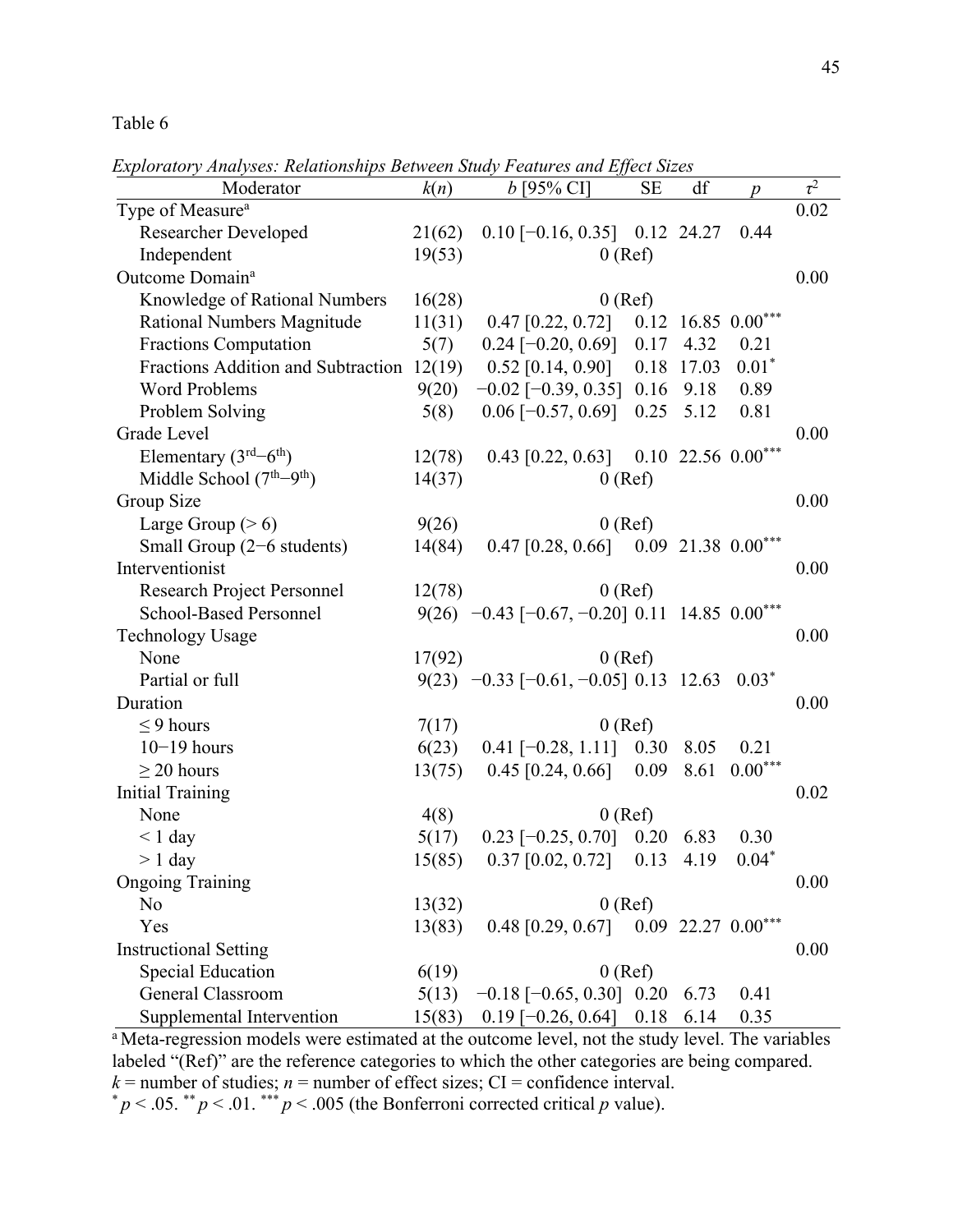Table 6

*Exploratory Analyses: Relationships Between Study Features and Effect Sizes*

| Moderator | $k(n)$ | $b$ [95% CI] | SE | df | $p$ | $\tau^2$ |
|---|---|---|---|---|---|---|
| Type of Measure[a] | | | | | | 0.02 |
| Researcher Developed | 21(62) | 0.10 [−0.16, 0.35] | 0.12 | 24.27 | 0.44 | |
| Independent | 19(53) | 0 (Ref) | | | | |
| Outcome Domain[a] | | | | | | 0.00 |
| Knowledge of Rational Numbers | 16(28) | 0 (Ref) | | | | |
| Rational Numbers Magnitude | 11(31) | 0.47 [0.22, 0.72] | 0.12 | 16.85 | $0.00^{***}$ | |
| Fractions Computation | 5(7) | 0.24 [−0.20, 0.69] | 0.17 | 4.32 | 0.21 | |
| Fractions Addition and Subtraction | 12(19) | 0.52 [0.14, 0.90] | 0.18 | 17.03 | $0.01^{*}$ | |
| Word Problems | 9(20) | −0.02 [−0.39, 0.35] | 0.16 | 9.18 | 0.89 | |
| Problem Solving | 5(8) | 0.06 [−0.57, 0.69] | 0.25 | 5.12 | 0.81 | |
| Grade Level | | | | | | 0.00 |
| Elementary (3rd–6th) | 12(78) | 0.43 [0.22, 0.63] | 0.10 | 22.56 | $0.00^{***}$ | |
| Middle School (7th–9th) | 14(37) | 0 (Ref) | | | | |
| Group Size | | | | | | 0.00 |
| Large Group (> 6) | 9(26) | 0 (Ref) | | | | |
| Small Group (2−6 students) | 14(84) | 0.47 [0.28, 0.66] | 0.09 | 21.38 | $0.00^{***}$ | |
| Interventionist | | | | | | 0.00 |
| Research Project Personnel | 12(78) | 0 (Ref) | | | | |
| School-Based Personnel | 9(26) | −0.43 [−0.67, −0.20] | 0.11 | 14.85 | $0.00^{***}$ | |
| Technology Usage | | | | | | 0.00 |
| None | 17(92) | 0 (Ref) | | | | |
| Partial or full | 9(23) | −0.33 [−0.61, −0.05] | 0.13 | 12.63 | $0.03^{*}$ | |
| Duration | | | | | | 0.00 |
| ≤ 9 hours | 7(17) | 0 (Ref) | | | | |
| 10−19 hours | 6(23) | 0.41 [−0.28, 1.11] | 0.30 | 8.05 | 0.21 | |
| ≥ 20 hours | 13(75) | 0.45 [0.24, 0.66] | 0.09 | 8.61 | $0.00^{***}$ | |
| Initial Training | | | | | | 0.02 |
| None | 4(8) | 0 (Ref) | | | | |
| < 1 day | 5(17) | 0.23 [−0.25, 0.70] | 0.20 | 6.83 | 0.30 | |
| > 1 day | 15(85) | 0.37 [0.02, 0.72] | 0.13 | 4.19 | $0.04^{*}$ | |
| Ongoing Training | | | | | | 0.00 |
| No | 13(32) | 0 (Ref) | | | | |
| Yes | 13(83) | 0.48 [0.29, 0.67] | 0.09 | 22.27 | $0.00^{***}$ | |
| Instructional Setting | | | | | | 0.00 |
| Special Education | 6(19) | 0 (Ref) | | | | |
| General Classroom | 5(13) | −0.18 [−0.65, 0.30] | 0.20 | 6.73 | 0.41 | |
| Supplemental Intervention | 15(83) | 0.19 [−0.26, 0.64] | 0.18 | 6.14 | 0.35 | |

[a] Meta-regression models were estimated at the outcome level, not the study level. The variables labeled "(Ref)" are the reference categories to which the other categories are being compared. $k$ = number of studies; $n$ = number of effect sizes; CI = confidence interval.
$^{*}p < .05$. $^{**}p < .01$. $^{***}p < .005$ (the Bonferroni corrected critical $p$ value).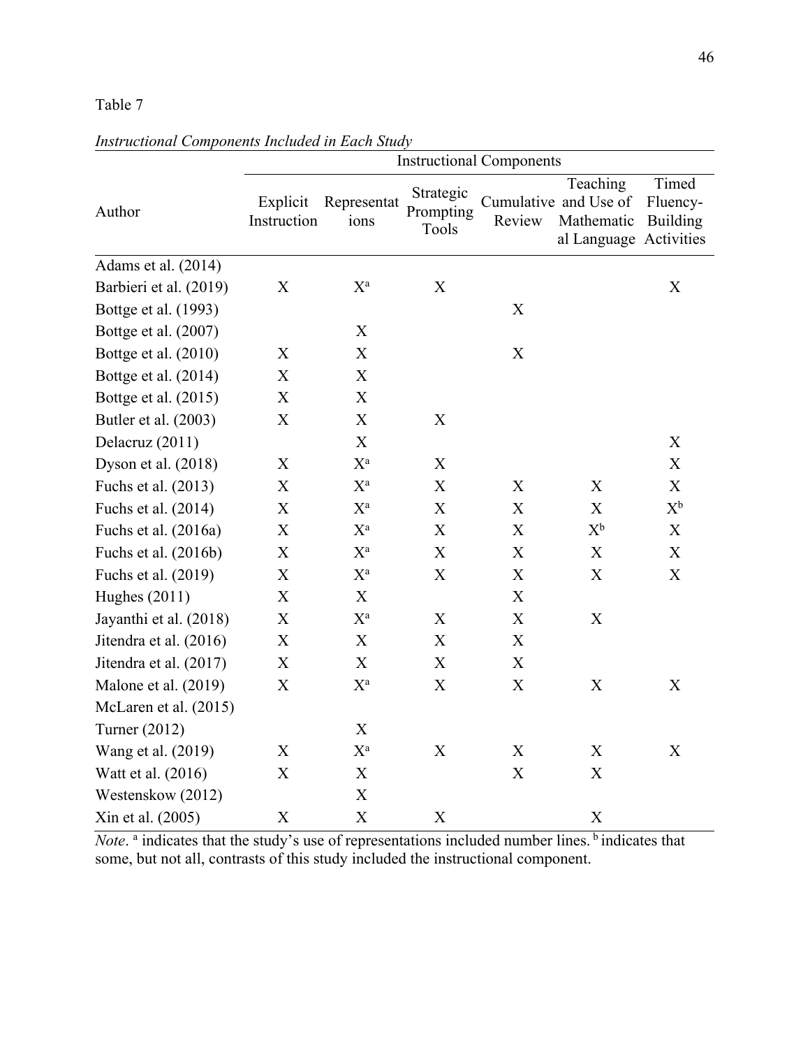Table 7

*Instructional Components Included in Each Study*

| Author | Instructional Components | | | | | |
|---|---|---|---|---|---|---|
| | Explicit Instruction | Representations | Strategic Prompting Tools | Cumulative Review | Teaching and Use of Mathematical Language | Timed Fluency-Building Activities |
| Adams et al. (2014) | | | | | | |
| Barbieri et al. (2019) | X | X[a] | X | | | X |
| Bottge et al. (1993) | | | | X | | |
| Bottge et al. (2007) | | X | | | | |
| Bottge et al. (2010) | X | X | | X | | |
| Bottge et al. (2014) | X | X | | | | |
| Bottge et al. (2015) | X | X | | | | |
| Butler et al. (2003) | X | X | X | | | |
| Delacruz (2011) | | X | | | | X |
| Dyson et al. (2018) | X | X[a] | X | | | X |
| Fuchs et al. (2013) | X | X[a] | X | X | X | X |
| Fuchs et al. (2014) | X | X[a] | X | X | X | X[b] |
| Fuchs et al. (2016a) | X | X[a] | X | X | X[b] | X |
| Fuchs et al. (2016b) | X | X[a] | X | X | X | X |
| Fuchs et al. (2019) | X | X[a] | X | X | X | X |
| Hughes (2011) | X | X | | X | | |
| Jayanthi et al. (2018) | X | X[a] | X | X | X | |
| Jitendra et al. (2016) | X | X | X | X | | |
| Jitendra et al. (2017) | X | X | X | X | | |
| Malone et al. (2019) | X | X[a] | X | X | X | X |
| McLaren et al. (2015) | | | | | | |
| Turner (2012) | | X | | | | |
| Wang et al. (2019) | X | X[a] | X | X | X | X |
| Watt et al. (2016) | X | X | | X | X | |
| Westenskow (2012) | | X | | | | |
| Xin et al. (2005) | X | X | X | | X | |

*Note*. [a] indicates that the study's use of representations included number lines. [b] indicates that some, but not all, contrasts of this study included the instructional component.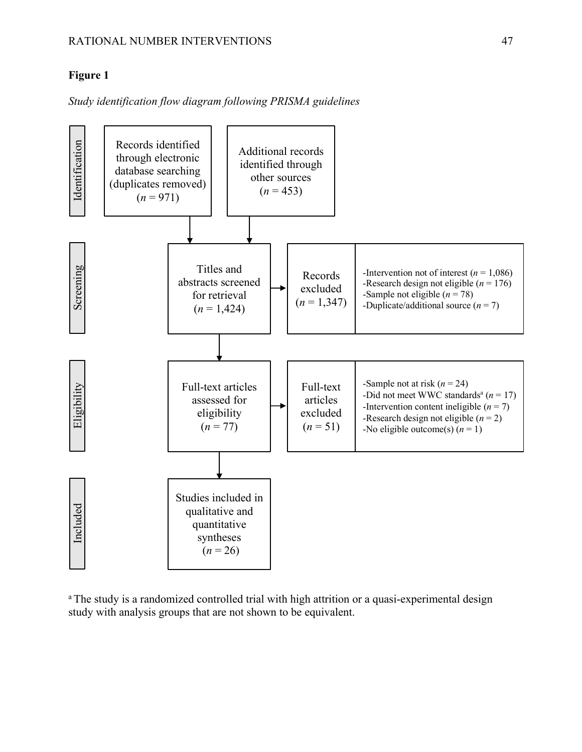**Figure 1**

*Study identification flow diagram following PRISMA guidelines*

**Identification**

- Records identified through electronic database searching (duplicates removed) (*n* = 971)
- Additional records identified through other sources (*n* = 453)

**Screening**

- Titles and abstracts screened for retrieval (*n* = 1,424)
- Records excluded (*n* = 1,347)
  - -Intervention not of interest (*n* = 1,086)
  - -Research design not eligible (*n* = 176)
  - -Sample not eligible (*n* = 78)
  - -Duplicate/additional source (*n* = 7)

**Eligibility**

- Full-text articles assessed for eligibility (*n* = 77)
- Full-text articles excluded (*n* = 51)
  - -Sample not at risk (*n* = 24)
  - -Did not meet WWC standards[a] (*n* = 17)
  - -Intervention content ineligible (*n* = 7)
  - -Research design not eligible (*n* = 2)
  - -No eligible outcome(s) (*n* = 1)

**Included**

- Studies included in qualitative and quantitative syntheses (*n* = 26)

[a] The study is a randomized controlled trial with high attrition or a quasi-experimental design study with analysis groups that are not shown to be equivalent.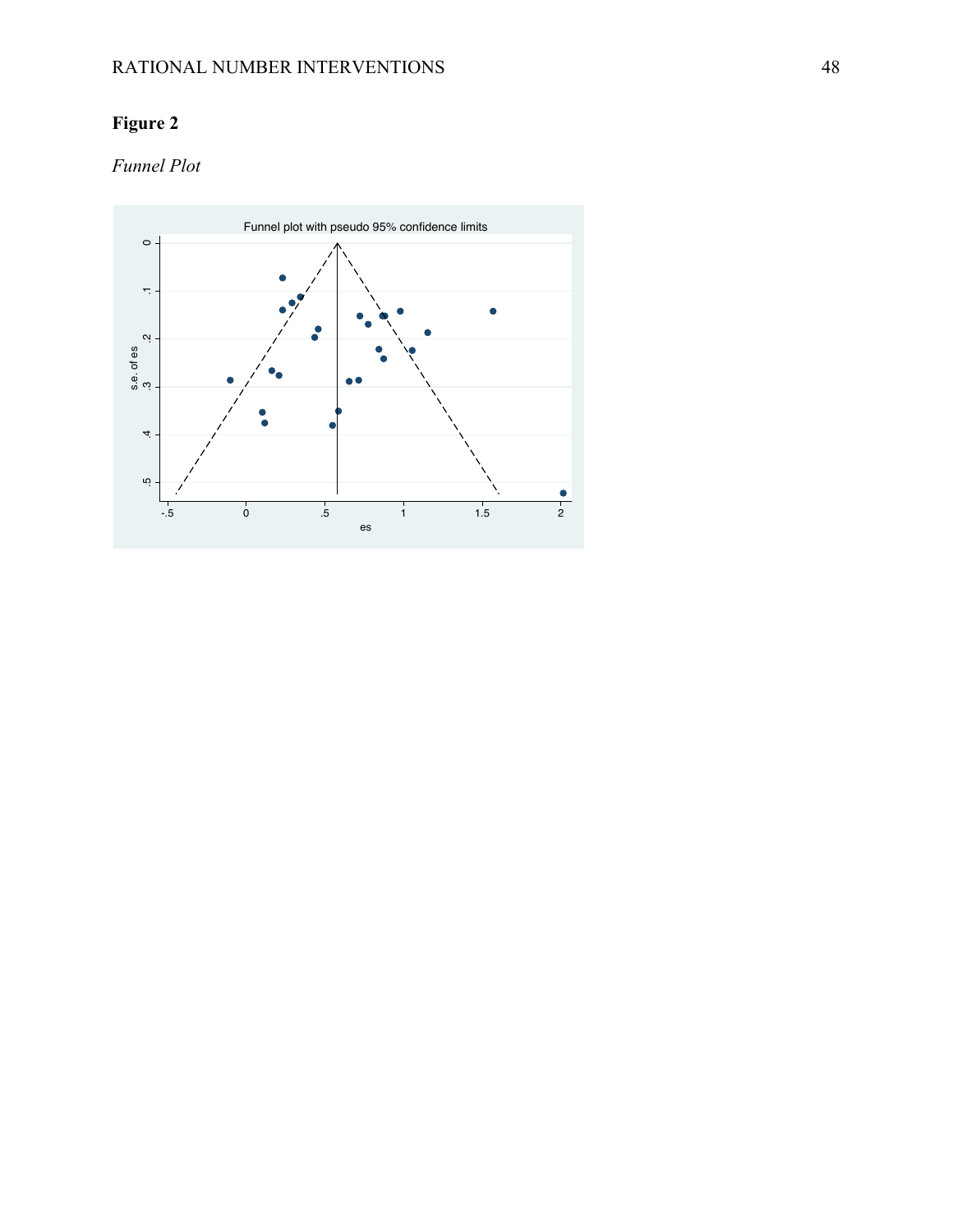**Figure 2**

*Funnel Plot*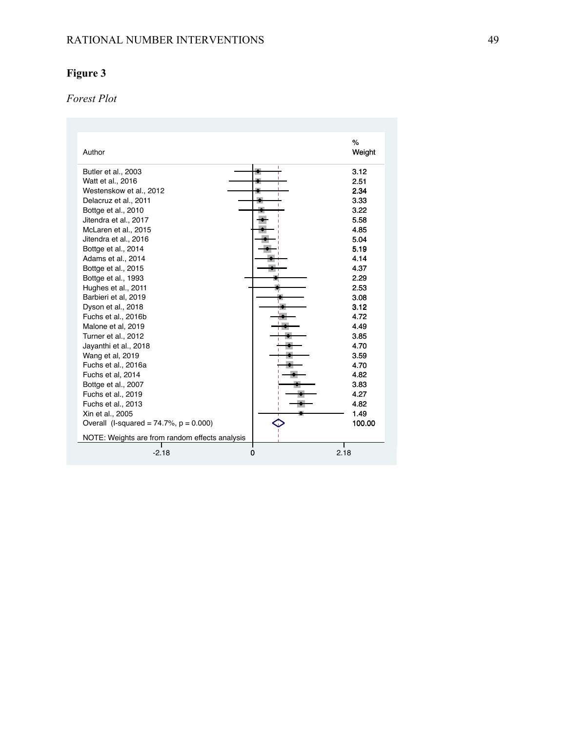**Figure 3**

*Forest Plot*

Author

% Weight

Butler et al., 2003 3.12
Watt et al., 2016 2.51
Westenskow et al., 2012 2.34
Delacruz et al., 2011 3.33
Bottge et al., 2010 3.22
Jitendra et al., 2017 5.58
McLaren et al., 2015 4.85
Jitendra et al., 2016 5.04
Bottge et al., 2014 5.19
Adams et al., 2014 4.14
Bottge et al., 2015 4.37
Bottge et al., 1993 2.29
Hughes et al., 2011 2.53
Barbieri et al, 2019 3.08
Dyson et al., 2018 3.12
Fuchs et al., 2016b 4.72
Malone et al, 2019 4.49
Turner et al., 2012 3.85
Jayanthi et al., 2018 4.70
Wang et al, 2019 3.59
Fuchs et al., 2016a 4.70
Fuchs et al, 2014 4.82
Bottge et al., 2007 3.83
Fuchs et al., 2019 4.27
Fuchs et al., 2013 4.82
Xin et al., 2005 1.49
Overall (I-squared = 74.7%, p = 0.000) 100.00

NOTE: Weights are from random effects analysis

-2.18 0 2.18